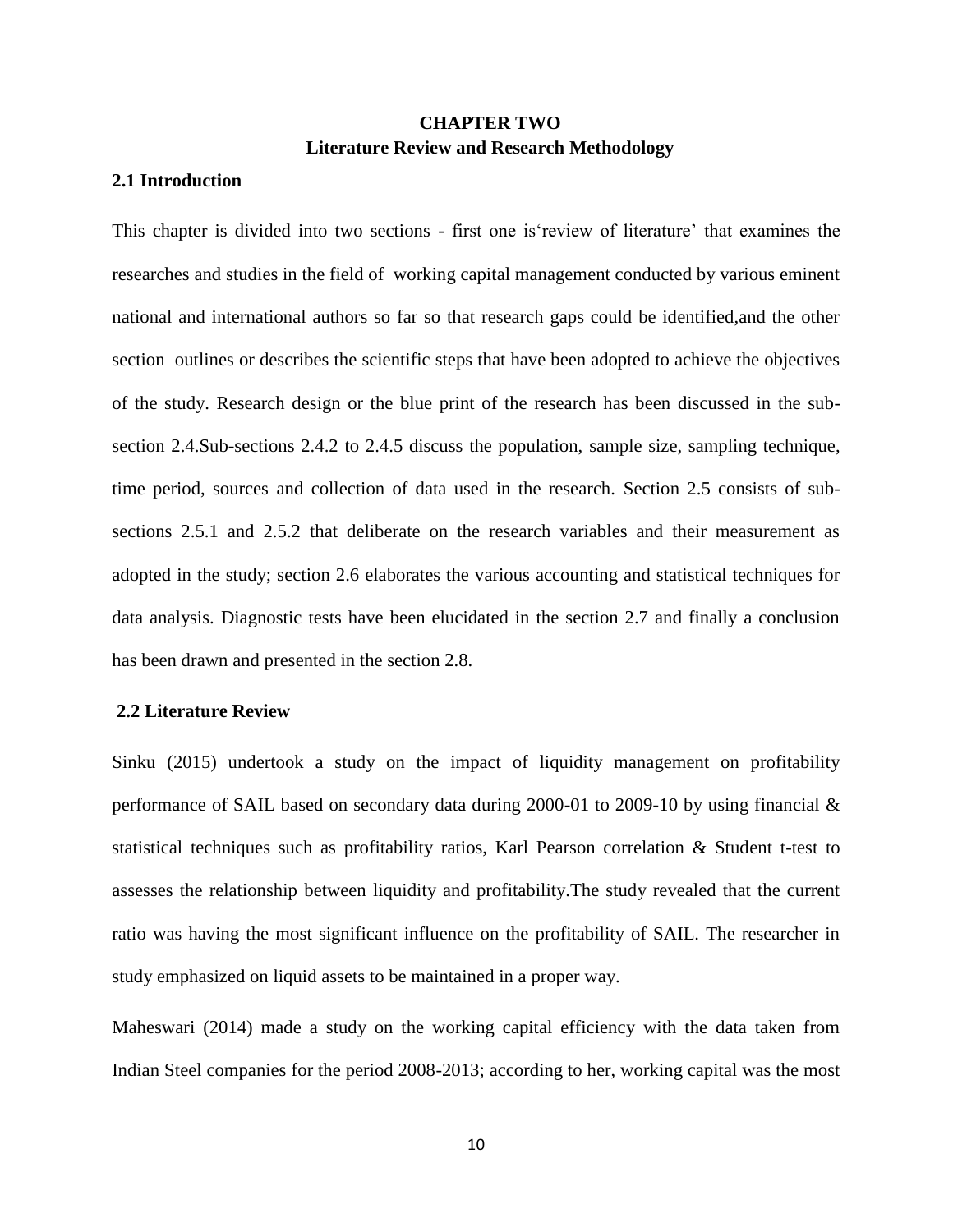# CHAPTER TWO
## Literature Review and Research Methodology

### 2.1 Introduction

This chapter is divided into two sections - first one is'review of literature' that examines the researches and studies in the field of working capital management conducted by various eminent national and international authors so far so that research gaps could be identified,and the other section outlines or describes the scientific steps that have been adopted to achieve the objectives of the study. Research design or the blue print of the research has been discussed in the sub-section 2.4.Sub-sections 2.4.2 to 2.4.5 discuss the population, sample size, sampling technique, time period, sources and collection of data used in the research. Section 2.5 consists of sub-sections 2.5.1 and 2.5.2 that deliberate on the research variables and their measurement as adopted in the study; section 2.6 elaborates the various accounting and statistical techniques for data analysis. Diagnostic tests have been elucidated in the section 2.7 and finally a conclusion has been drawn and presented in the section 2.8.

### 2.2 Literature Review

Sinku (2015) undertook a study on the impact of liquidity management on profitability performance of SAIL based on secondary data during 2000-01 to 2009-10 by using financial & statistical techniques such as profitability ratios, Karl Pearson correlation & Student t-test to assesses the relationship between liquidity and profitability.The study revealed that the current ratio was having the most significant influence on the profitability of SAIL. The researcher in study emphasized on liquid assets to be maintained in a proper way.

Maheswari (2014) made a study on the working capital efficiency with the data taken from Indian Steel companies for the period 2008-2013; according to her, working capital was the most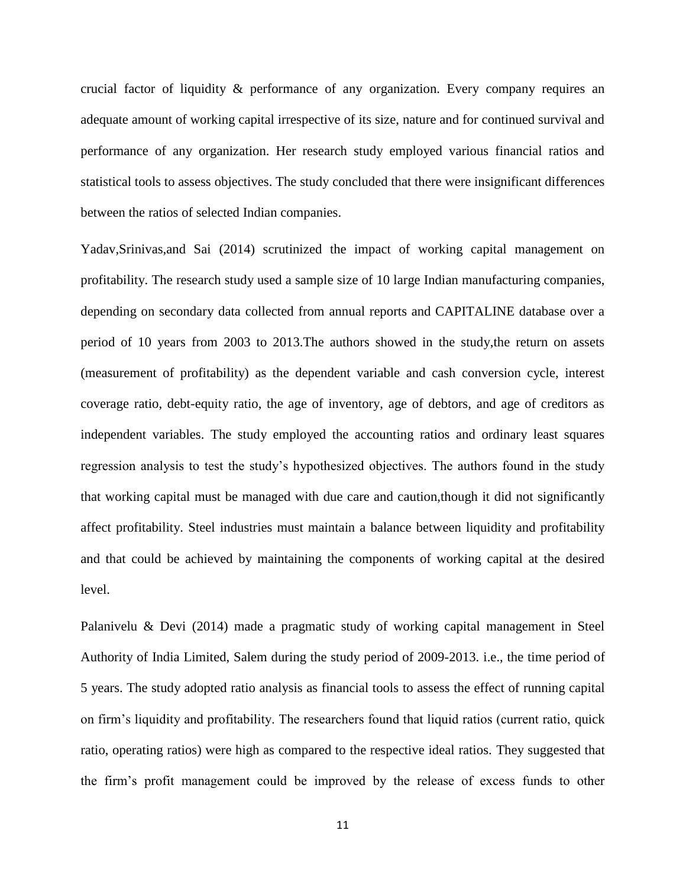crucial factor of liquidity & performance of any organization. Every company requires an adequate amount of working capital irrespective of its size, nature and for continued survival and performance of any organization. Her research study employed various financial ratios and statistical tools to assess objectives. The study concluded that there were insignificant differences between the ratios of selected Indian companies.

Yadav,Srinivas,and Sai (2014) scrutinized the impact of working capital management on profitability. The research study used a sample size of 10 large Indian manufacturing companies, depending on secondary data collected from annual reports and CAPITALINE database over a period of 10 years from 2003 to 2013.The authors showed in the study,the return on assets (measurement of profitability) as the dependent variable and cash conversion cycle, interest coverage ratio, debt-equity ratio, the age of inventory, age of debtors, and age of creditors as independent variables. The study employed the accounting ratios and ordinary least squares regression analysis to test the study's hypothesized objectives. The authors found in the study that working capital must be managed with due care and caution,though it did not significantly affect profitability. Steel industries must maintain a balance between liquidity and profitability and that could be achieved by maintaining the components of working capital at the desired level.

Palanivelu & Devi (2014) made a pragmatic study of working capital management in Steel Authority of India Limited, Salem during the study period of 2009-2013. i.e., the time period of 5 years. The study adopted ratio analysis as financial tools to assess the effect of running capital on firm's liquidity and profitability. The researchers found that liquid ratios (current ratio, quick ratio, operating ratios) were high as compared to the respective ideal ratios. They suggested that the firm's profit management could be improved by the release of excess funds to other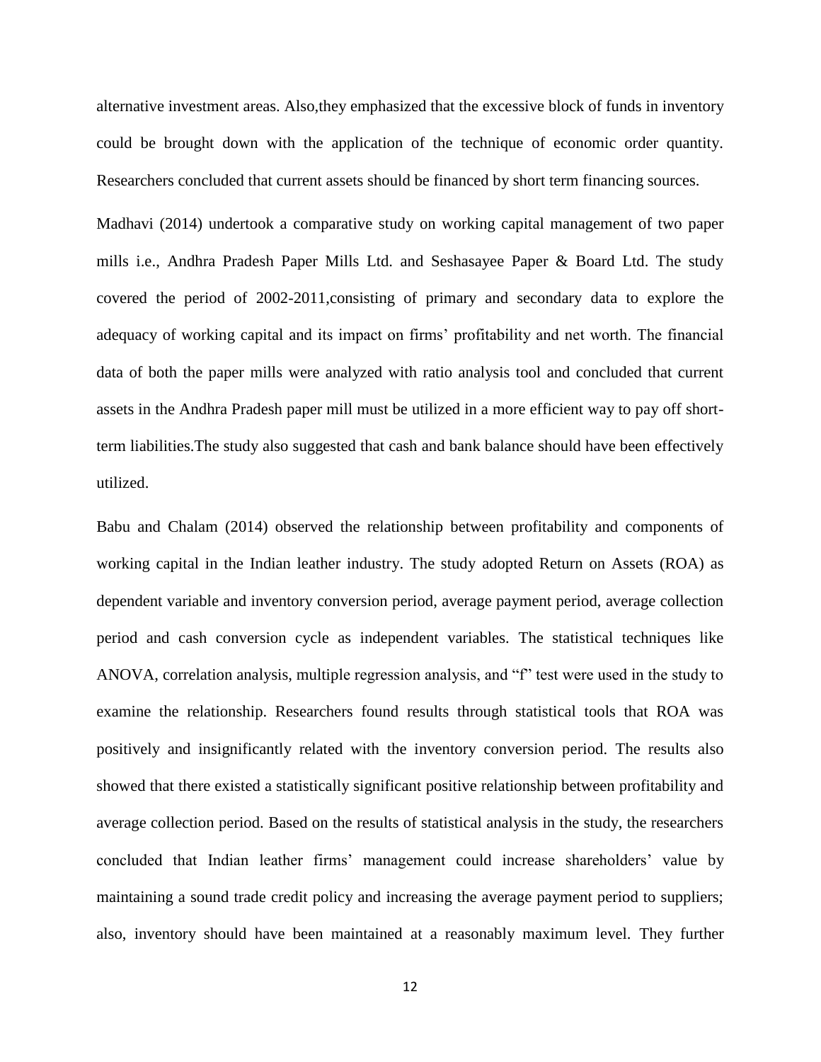alternative investment areas. Also,they emphasized that the excessive block of funds in inventory could be brought down with the application of the technique of economic order quantity. Researchers concluded that current assets should be financed by short term financing sources.

Madhavi (2014) undertook a comparative study on working capital management of two paper mills i.e., Andhra Pradesh Paper Mills Ltd. and Seshasayee Paper & Board Ltd. The study covered the period of 2002-2011,consisting of primary and secondary data to explore the adequacy of working capital and its impact on firms' profitability and net worth. The financial data of both the paper mills were analyzed with ratio analysis tool and concluded that current assets in the Andhra Pradesh paper mill must be utilized in a more efficient way to pay off short-term liabilities.The study also suggested that cash and bank balance should have been effectively utilized.

Babu and Chalam (2014) observed the relationship between profitability and components of working capital in the Indian leather industry. The study adopted Return on Assets (ROA) as dependent variable and inventory conversion period, average payment period, average collection period and cash conversion cycle as independent variables. The statistical techniques like ANOVA, correlation analysis, multiple regression analysis, and "f" test were used in the study to examine the relationship. Researchers found results through statistical tools that ROA was positively and insignificantly related with the inventory conversion period. The results also showed that there existed a statistically significant positive relationship between profitability and average collection period. Based on the results of statistical analysis in the study, the researchers concluded that Indian leather firms' management could increase shareholders' value by maintaining a sound trade credit policy and increasing the average payment period to suppliers; also, inventory should have been maintained at a reasonably maximum level. They further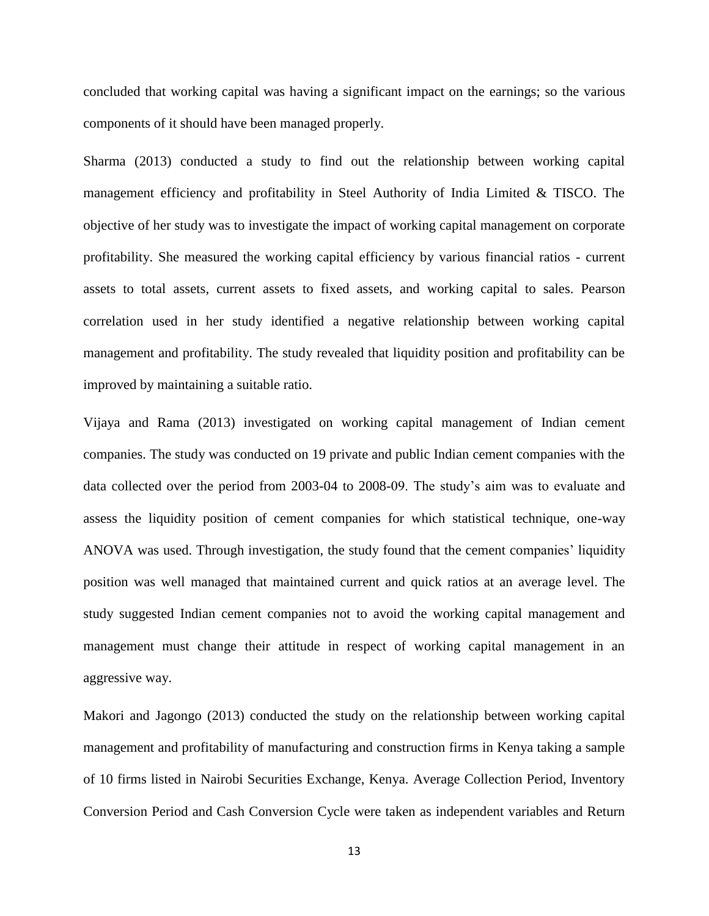concluded that working capital was having a significant impact on the earnings; so the various components of it should have been managed properly.

Sharma (2013) conducted a study to find out the relationship between working capital management efficiency and profitability in Steel Authority of India Limited & TISCO. The objective of her study was to investigate the impact of working capital management on corporate profitability. She measured the working capital efficiency by various financial ratios - current assets to total assets, current assets to fixed assets, and working capital to sales. Pearson correlation used in her study identified a negative relationship between working capital management and profitability. The study revealed that liquidity position and profitability can be improved by maintaining a suitable ratio.

Vijaya and Rama (2013) investigated on working capital management of Indian cement companies. The study was conducted on 19 private and public Indian cement companies with the data collected over the period from 2003-04 to 2008-09. The study's aim was to evaluate and assess the liquidity position of cement companies for which statistical technique, one-way ANOVA was used. Through investigation, the study found that the cement companies' liquidity position was well managed that maintained current and quick ratios at an average level. The study suggested Indian cement companies not to avoid the working capital management and management must change their attitude in respect of working capital management in an aggressive way.

Makori and Jagongo (2013) conducted the study on the relationship between working capital management and profitability of manufacturing and construction firms in Kenya taking a sample of 10 firms listed in Nairobi Securities Exchange, Kenya. Average Collection Period, Inventory Conversion Period and Cash Conversion Cycle were taken as independent variables and Return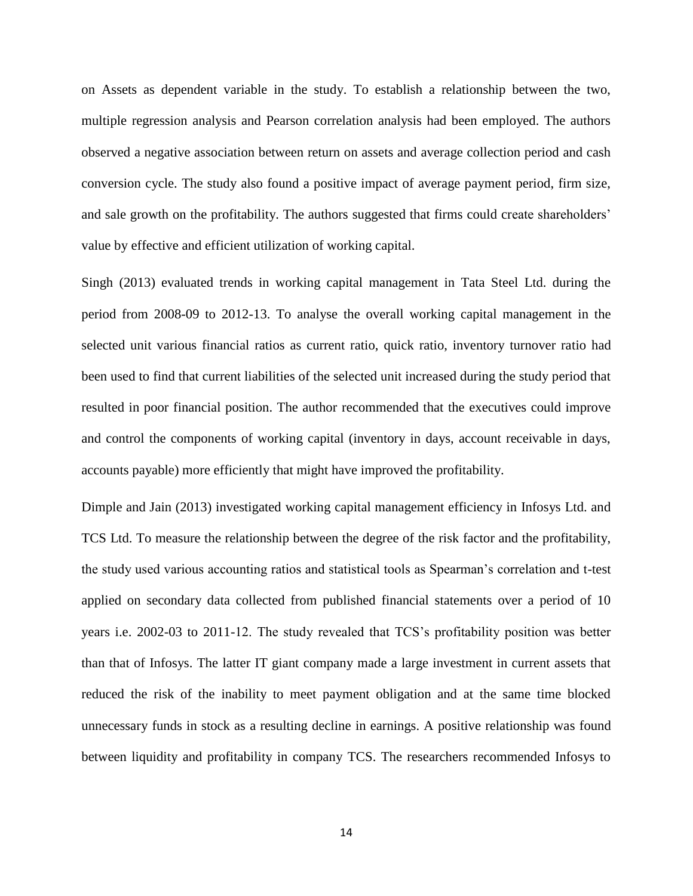on Assets as dependent variable in the study. To establish a relationship between the two, multiple regression analysis and Pearson correlation analysis had been employed. The authors observed a negative association between return on assets and average collection period and cash conversion cycle. The study also found a positive impact of average payment period, firm size, and sale growth on the profitability. The authors suggested that firms could create shareholders' value by effective and efficient utilization of working capital.

Singh (2013) evaluated trends in working capital management in Tata Steel Ltd. during the period from 2008-09 to 2012-13. To analyse the overall working capital management in the selected unit various financial ratios as current ratio, quick ratio, inventory turnover ratio had been used to find that current liabilities of the selected unit increased during the study period that resulted in poor financial position. The author recommended that the executives could improve and control the components of working capital (inventory in days, account receivable in days, accounts payable) more efficiently that might have improved the profitability.

Dimple and Jain (2013) investigated working capital management efficiency in Infosys Ltd. and TCS Ltd. To measure the relationship between the degree of the risk factor and the profitability, the study used various accounting ratios and statistical tools as Spearman's correlation and t-test applied on secondary data collected from published financial statements over a period of 10 years i.e. 2002-03 to 2011-12. The study revealed that TCS's profitability position was better than that of Infosys. The latter IT giant company made a large investment in current assets that reduced the risk of the inability to meet payment obligation and at the same time blocked unnecessary funds in stock as a resulting decline in earnings. A positive relationship was found between liquidity and profitability in company TCS. The researchers recommended Infosys to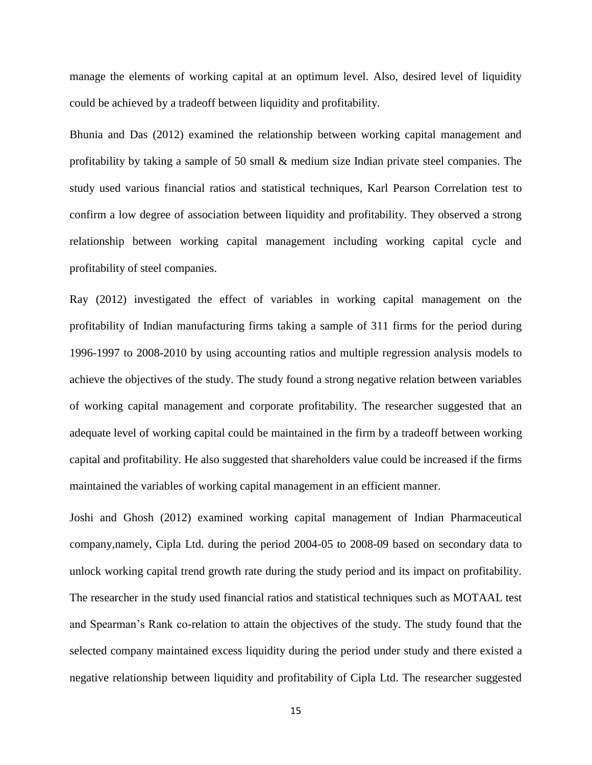manage the elements of working capital at an optimum level. Also, desired level of liquidity could be achieved by a tradeoff between liquidity and profitability.

Bhunia and Das (2012) examined the relationship between working capital management and profitability by taking a sample of 50 small & medium size Indian private steel companies. The study used various financial ratios and statistical techniques, Karl Pearson Correlation test to confirm a low degree of association between liquidity and profitability. They observed a strong relationship between working capital management including working capital cycle and profitability of steel companies.

Ray (2012) investigated the effect of variables in working capital management on the profitability of Indian manufacturing firms taking a sample of 311 firms for the period during 1996-1997 to 2008-2010 by using accounting ratios and multiple regression analysis models to achieve the objectives of the study. The study found a strong negative relation between variables of working capital management and corporate profitability. The researcher suggested that an adequate level of working capital could be maintained in the firm by a tradeoff between working capital and profitability. He also suggested that shareholders value could be increased if the firms maintained the variables of working capital management in an efficient manner.

Joshi and Ghosh (2012) examined working capital management of Indian Pharmaceutical company,namely, Cipla Ltd. during the period 2004-05 to 2008-09 based on secondary data to unlock working capital trend growth rate during the study period and its impact on profitability. The researcher in the study used financial ratios and statistical techniques such as MOTAAL test and Spearman's Rank co-relation to attain the objectives of the study. The study found that the selected company maintained excess liquidity during the period under study and there existed a negative relationship between liquidity and profitability of Cipla Ltd. The researcher suggested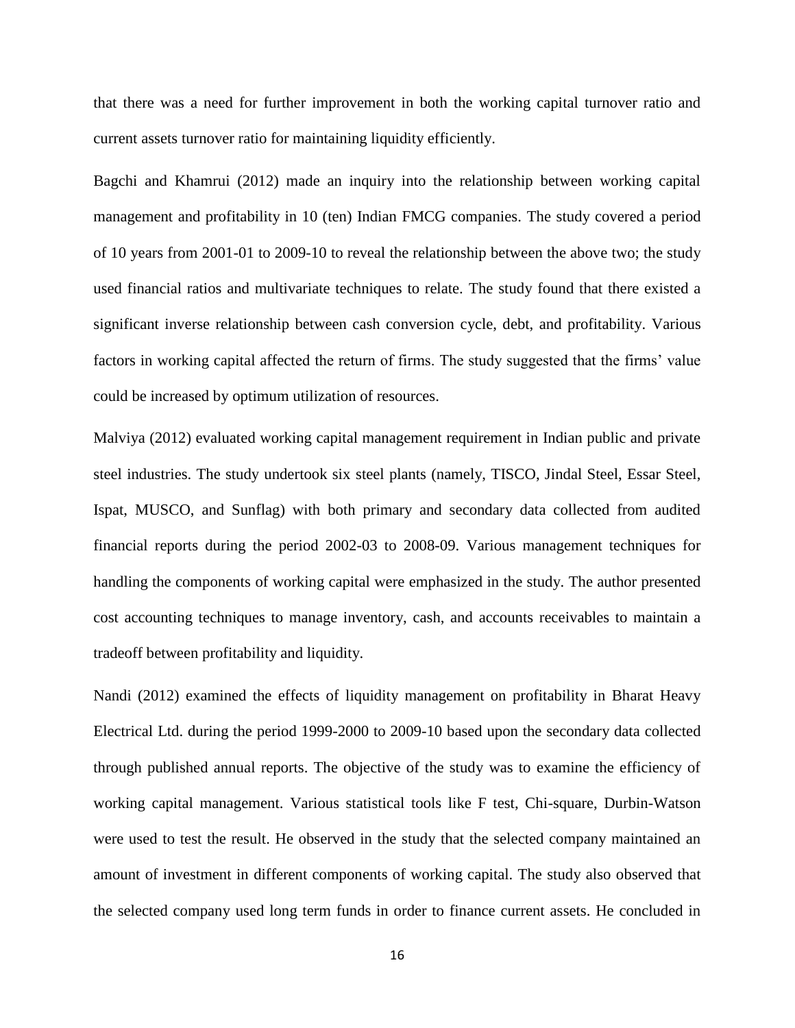that there was a need for further improvement in both the working capital turnover ratio and current assets turnover ratio for maintaining liquidity efficiently.

Bagchi and Khamrui (2012) made an inquiry into the relationship between working capital management and profitability in 10 (ten) Indian FMCG companies. The study covered a period of 10 years from 2001-01 to 2009-10 to reveal the relationship between the above two; the study used financial ratios and multivariate techniques to relate. The study found that there existed a significant inverse relationship between cash conversion cycle, debt, and profitability. Various factors in working capital affected the return of firms. The study suggested that the firms' value could be increased by optimum utilization of resources.

Malviya (2012) evaluated working capital management requirement in Indian public and private steel industries. The study undertook six steel plants (namely, TISCO, Jindal Steel, Essar Steel, Ispat, MUSCO, and Sunflag) with both primary and secondary data collected from audited financial reports during the period 2002-03 to 2008-09. Various management techniques for handling the components of working capital were emphasized in the study. The author presented cost accounting techniques to manage inventory, cash, and accounts receivables to maintain a tradeoff between profitability and liquidity.

Nandi (2012) examined the effects of liquidity management on profitability in Bharat Heavy Electrical Ltd. during the period 1999-2000 to 2009-10 based upon the secondary data collected through published annual reports. The objective of the study was to examine the efficiency of working capital management. Various statistical tools like F test, Chi-square, Durbin-Watson were used to test the result. He observed in the study that the selected company maintained an amount of investment in different components of working capital. The study also observed that the selected company used long term funds in order to finance current assets. He concluded in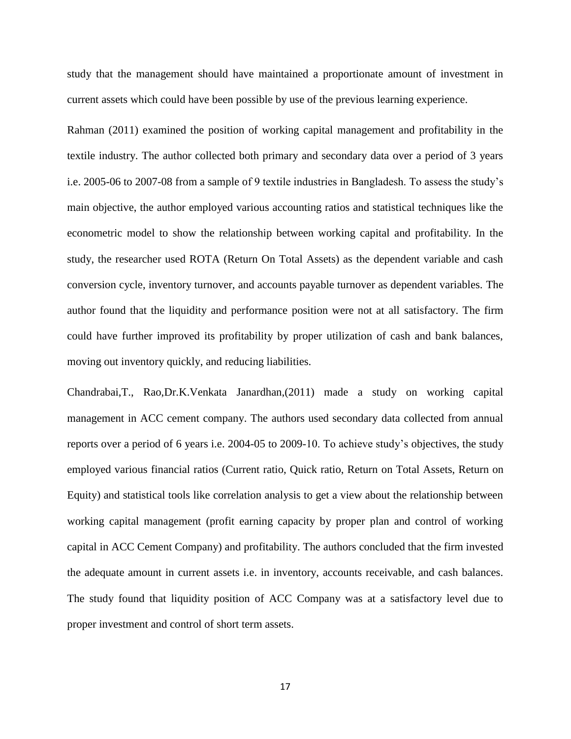study that the management should have maintained a proportionate amount of investment in current assets which could have been possible by use of the previous learning experience.

Rahman (2011) examined the position of working capital management and profitability in the textile industry. The author collected both primary and secondary data over a period of 3 years i.e. 2005-06 to 2007-08 from a sample of 9 textile industries in Bangladesh. To assess the study's main objective, the author employed various accounting ratios and statistical techniques like the econometric model to show the relationship between working capital and profitability. In the study, the researcher used ROTA (Return On Total Assets) as the dependent variable and cash conversion cycle, inventory turnover, and accounts payable turnover as dependent variables. The author found that the liquidity and performance position were not at all satisfactory. The firm could have further improved its profitability by proper utilization of cash and bank balances, moving out inventory quickly, and reducing liabilities.

Chandrabai,T., Rao,Dr.K.Venkata Janardhan,(2011) made a study on working capital management in ACC cement company. The authors used secondary data collected from annual reports over a period of 6 years i.e. 2004-05 to 2009-10. To achieve study's objectives, the study employed various financial ratios (Current ratio, Quick ratio, Return on Total Assets, Return on Equity) and statistical tools like correlation analysis to get a view about the relationship between working capital management (profit earning capacity by proper plan and control of working capital in ACC Cement Company) and profitability. The authors concluded that the firm invested the adequate amount in current assets i.e. in inventory, accounts receivable, and cash balances. The study found that liquidity position of ACC Company was at a satisfactory level due to proper investment and control of short term assets.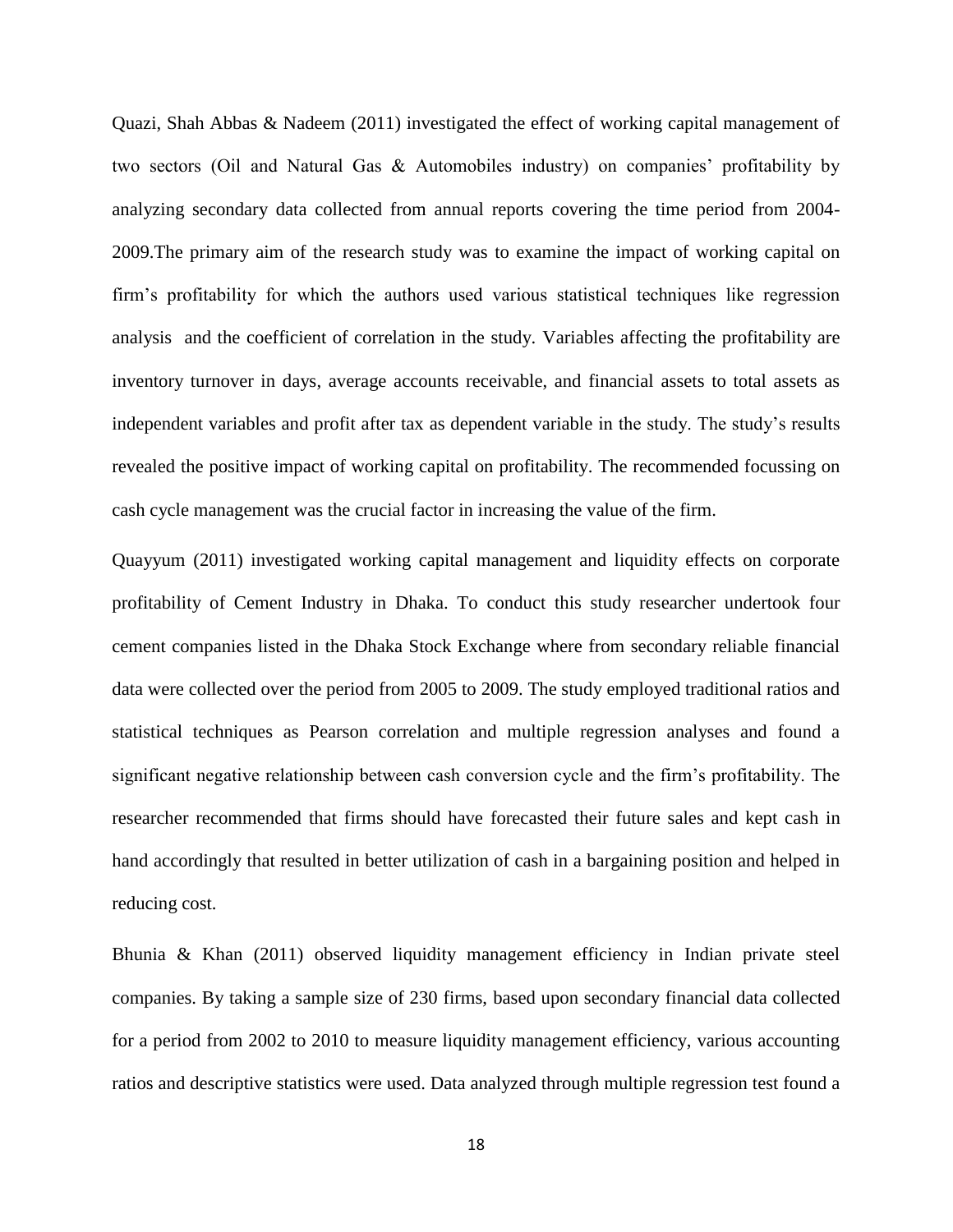Quazi, Shah Abbas & Nadeem (2011) investigated the effect of working capital management of two sectors (Oil and Natural Gas & Automobiles industry) on companies' profitability by analyzing secondary data collected from annual reports covering the time period from 2004-2009.The primary aim of the research study was to examine the impact of working capital on firm's profitability for which the authors used various statistical techniques like regression analysis and the coefficient of correlation in the study. Variables affecting the profitability are inventory turnover in days, average accounts receivable, and financial assets to total assets as independent variables and profit after tax as dependent variable in the study. The study's results revealed the positive impact of working capital on profitability. The recommended focussing on cash cycle management was the crucial factor in increasing the value of the firm.

Quayyum (2011) investigated working capital management and liquidity effects on corporate profitability of Cement Industry in Dhaka. To conduct this study researcher undertook four cement companies listed in the Dhaka Stock Exchange where from secondary reliable financial data were collected over the period from 2005 to 2009. The study employed traditional ratios and statistical techniques as Pearson correlation and multiple regression analyses and found a significant negative relationship between cash conversion cycle and the firm's profitability. The researcher recommended that firms should have forecasted their future sales and kept cash in hand accordingly that resulted in better utilization of cash in a bargaining position and helped in reducing cost.

Bhunia & Khan (2011) observed liquidity management efficiency in Indian private steel companies. By taking a sample size of 230 firms, based upon secondary financial data collected for a period from 2002 to 2010 to measure liquidity management efficiency, various accounting ratios and descriptive statistics were used. Data analyzed through multiple regression test found a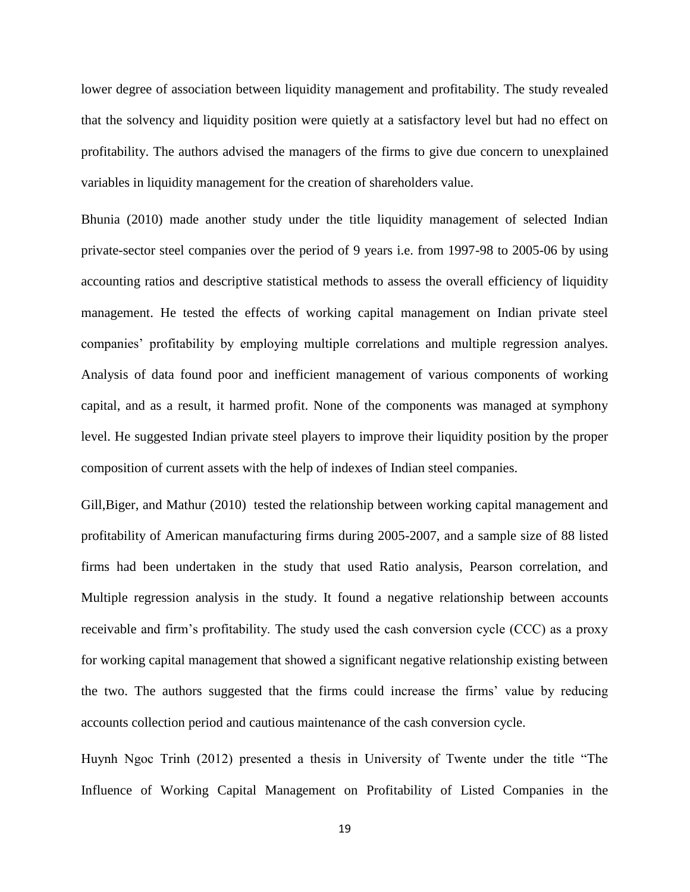lower degree of association between liquidity management and profitability. The study revealed that the solvency and liquidity position were quietly at a satisfactory level but had no effect on profitability. The authors advised the managers of the firms to give due concern to unexplained variables in liquidity management for the creation of shareholders value.

Bhunia (2010) made another study under the title liquidity management of selected Indian private-sector steel companies over the period of 9 years i.e. from 1997-98 to 2005-06 by using accounting ratios and descriptive statistical methods to assess the overall efficiency of liquidity management. He tested the effects of working capital management on Indian private steel companies' profitability by employing multiple correlations and multiple regression analyes. Analysis of data found poor and inefficient management of various components of working capital, and as a result, it harmed profit. None of the components was managed at symphony level. He suggested Indian private steel players to improve their liquidity position by the proper composition of current assets with the help of indexes of Indian steel companies.

Gill,Biger, and Mathur (2010) tested the relationship between working capital management and profitability of American manufacturing firms during 2005-2007, and a sample size of 88 listed firms had been undertaken in the study that used Ratio analysis, Pearson correlation, and Multiple regression analysis in the study. It found a negative relationship between accounts receivable and firm's profitability. The study used the cash conversion cycle (CCC) as a proxy for working capital management that showed a significant negative relationship existing between the two. The authors suggested that the firms could increase the firms' value by reducing accounts collection period and cautious maintenance of the cash conversion cycle.

Huynh Ngoc Trinh (2012) presented a thesis in University of Twente under the title "The Influence of Working Capital Management on Profitability of Listed Companies in the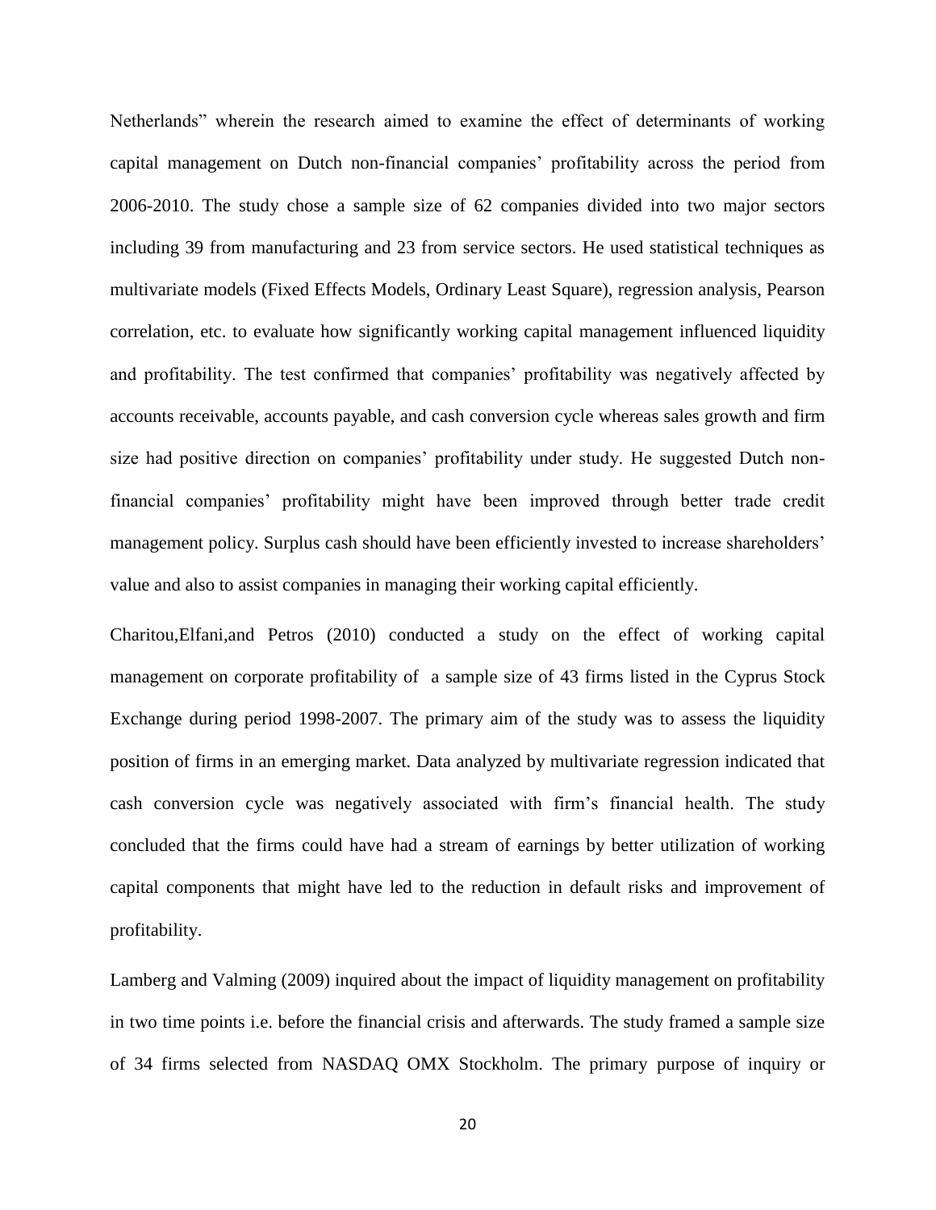Netherlands" wherein the research aimed to examine the effect of determinants of working capital management on Dutch non-financial companies' profitability across the period from 2006-2010. The study chose a sample size of 62 companies divided into two major sectors including 39 from manufacturing and 23 from service sectors. He used statistical techniques as multivariate models (Fixed Effects Models, Ordinary Least Square), regression analysis, Pearson correlation, etc. to evaluate how significantly working capital management influenced liquidity and profitability. The test confirmed that companies' profitability was negatively affected by accounts receivable, accounts payable, and cash conversion cycle whereas sales growth and firm size had positive direction on companies' profitability under study. He suggested Dutch non-financial companies' profitability might have been improved through better trade credit management policy. Surplus cash should have been efficiently invested to increase shareholders' value and also to assist companies in managing their working capital efficiently.

Charitou,Elfani,and Petros (2010) conducted a study on the effect of working capital management on corporate profitability of a sample size of 43 firms listed in the Cyprus Stock Exchange during period 1998-2007. The primary aim of the study was to assess the liquidity position of firms in an emerging market. Data analyzed by multivariate regression indicated that cash conversion cycle was negatively associated with firm's financial health. The study concluded that the firms could have had a stream of earnings by better utilization of working capital components that might have led to the reduction in default risks and improvement of profitability.

Lamberg and Valming (2009) inquired about the impact of liquidity management on profitability in two time points i.e. before the financial crisis and afterwards. The study framed a sample size of 34 firms selected from NASDAQ OMX Stockholm. The primary purpose of inquiry or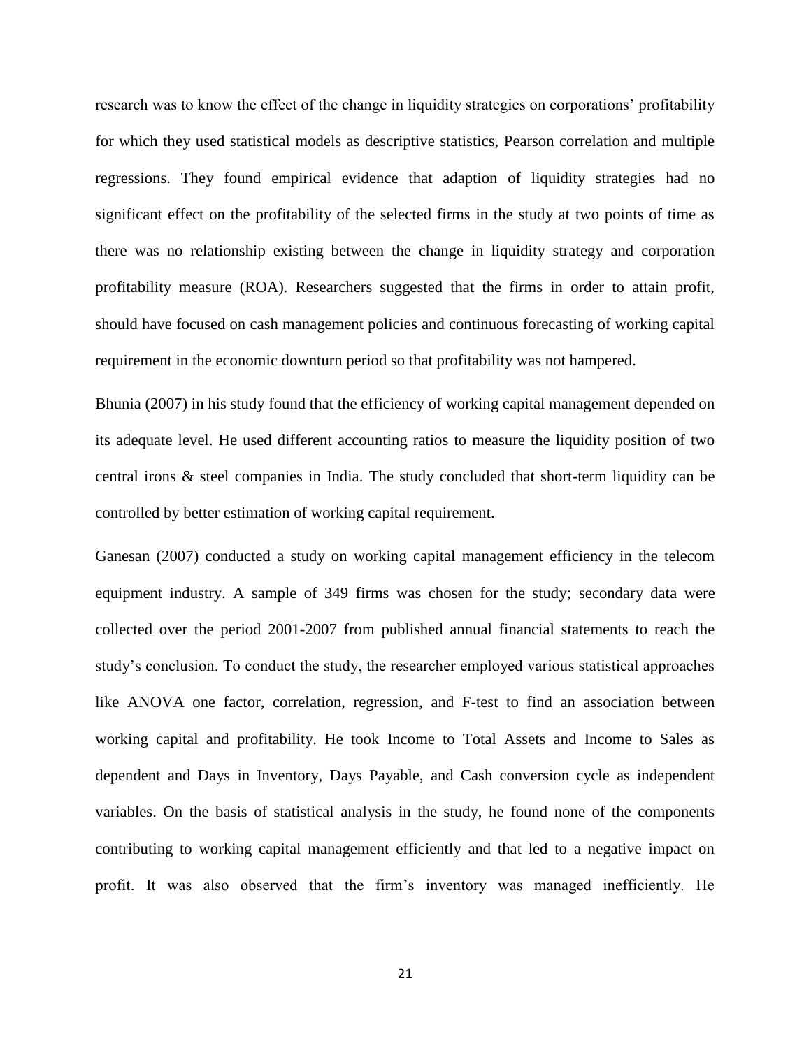research was to know the effect of the change in liquidity strategies on corporations' profitability for which they used statistical models as descriptive statistics, Pearson correlation and multiple regressions. They found empirical evidence that adaption of liquidity strategies had no significant effect on the profitability of the selected firms in the study at two points of time as there was no relationship existing between the change in liquidity strategy and corporation profitability measure (ROA). Researchers suggested that the firms in order to attain profit, should have focused on cash management policies and continuous forecasting of working capital requirement in the economic downturn period so that profitability was not hampered.

Bhunia (2007) in his study found that the efficiency of working capital management depended on its adequate level. He used different accounting ratios to measure the liquidity position of two central irons & steel companies in India. The study concluded that short-term liquidity can be controlled by better estimation of working capital requirement.

Ganesan (2007) conducted a study on working capital management efficiency in the telecom equipment industry. A sample of 349 firms was chosen for the study; secondary data were collected over the period 2001-2007 from published annual financial statements to reach the study's conclusion. To conduct the study, the researcher employed various statistical approaches like ANOVA one factor, correlation, regression, and F-test to find an association between working capital and profitability. He took Income to Total Assets and Income to Sales as dependent and Days in Inventory, Days Payable, and Cash conversion cycle as independent variables. On the basis of statistical analysis in the study, he found none of the components contributing to working capital management efficiently and that led to a negative impact on profit. It was also observed that the firm's inventory was managed inefficiently. He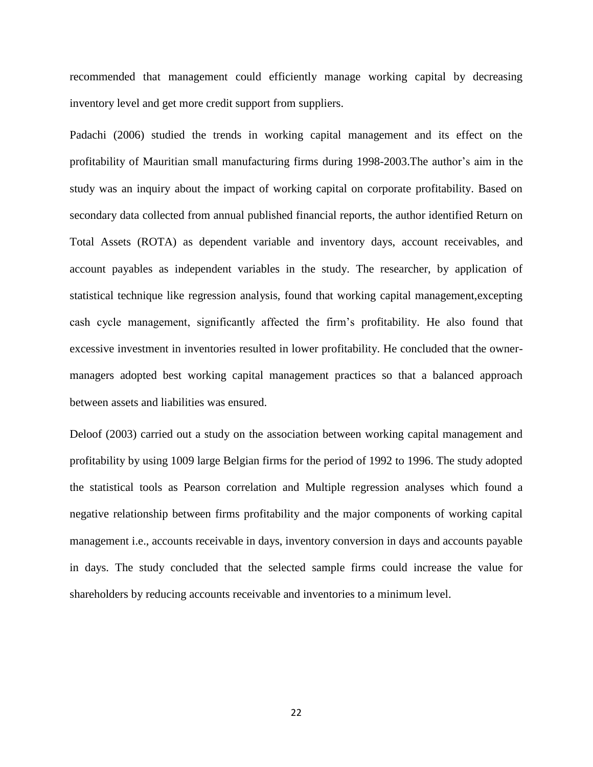recommended that management could efficiently manage working capital by decreasing inventory level and get more credit support from suppliers.

Padachi (2006) studied the trends in working capital management and its effect on the profitability of Mauritian small manufacturing firms during 1998-2003.The author's aim in the study was an inquiry about the impact of working capital on corporate profitability. Based on secondary data collected from annual published financial reports, the author identified Return on Total Assets (ROTA) as dependent variable and inventory days, account receivables, and account payables as independent variables in the study. The researcher, by application of statistical technique like regression analysis, found that working capital management,excepting cash cycle management, significantly affected the firm's profitability. He also found that excessive investment in inventories resulted in lower profitability. He concluded that the owner-managers adopted best working capital management practices so that a balanced approach between assets and liabilities was ensured.

Deloof (2003) carried out a study on the association between working capital management and profitability by using 1009 large Belgian firms for the period of 1992 to 1996. The study adopted the statistical tools as Pearson correlation and Multiple regression analyses which found a negative relationship between firms profitability and the major components of working capital management i.e., accounts receivable in days, inventory conversion in days and accounts payable in days. The study concluded that the selected sample firms could increase the value for shareholders by reducing accounts receivable and inventories to a minimum level.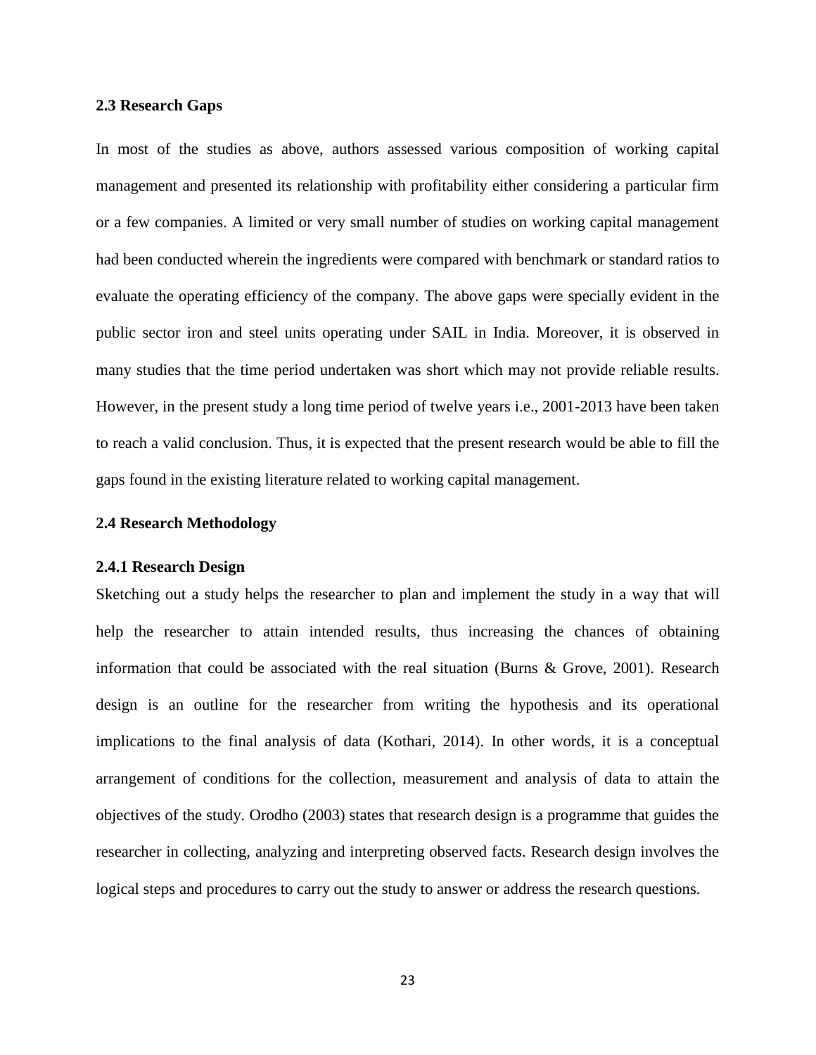### 2.3 Research Gaps

In most of the studies as above, authors assessed various composition of working capital management and presented its relationship with profitability either considering a particular firm or a few companies. A limited or very small number of studies on working capital management had been conducted wherein the ingredients were compared with benchmark or standard ratios to evaluate the operating efficiency of the company. The above gaps were specially evident in the public sector iron and steel units operating under SAIL in India. Moreover, it is observed in many studies that the time period undertaken was short which may not provide reliable results. However, in the present study a long time period of twelve years i.e., 2001-2013 have been taken to reach a valid conclusion. Thus, it is expected that the present research would be able to fill the gaps found in the existing literature related to working capital management.

### 2.4 Research Methodology

#### 2.4.1 Research Design

Sketching out a study helps the researcher to plan and implement the study in a way that will help the researcher to attain intended results, thus increasing the chances of obtaining information that could be associated with the real situation (Burns & Grove, 2001). Research design is an outline for the researcher from writing the hypothesis and its operational implications to the final analysis of data (Kothari, 2014). In other words, it is a conceptual arrangement of conditions for the collection, measurement and analysis of data to attain the objectives of the study. Orodho (2003) states that research design is a programme that guides the researcher in collecting, analyzing and interpreting observed facts. Research design involves the logical steps and procedures to carry out the study to answer or address the research questions.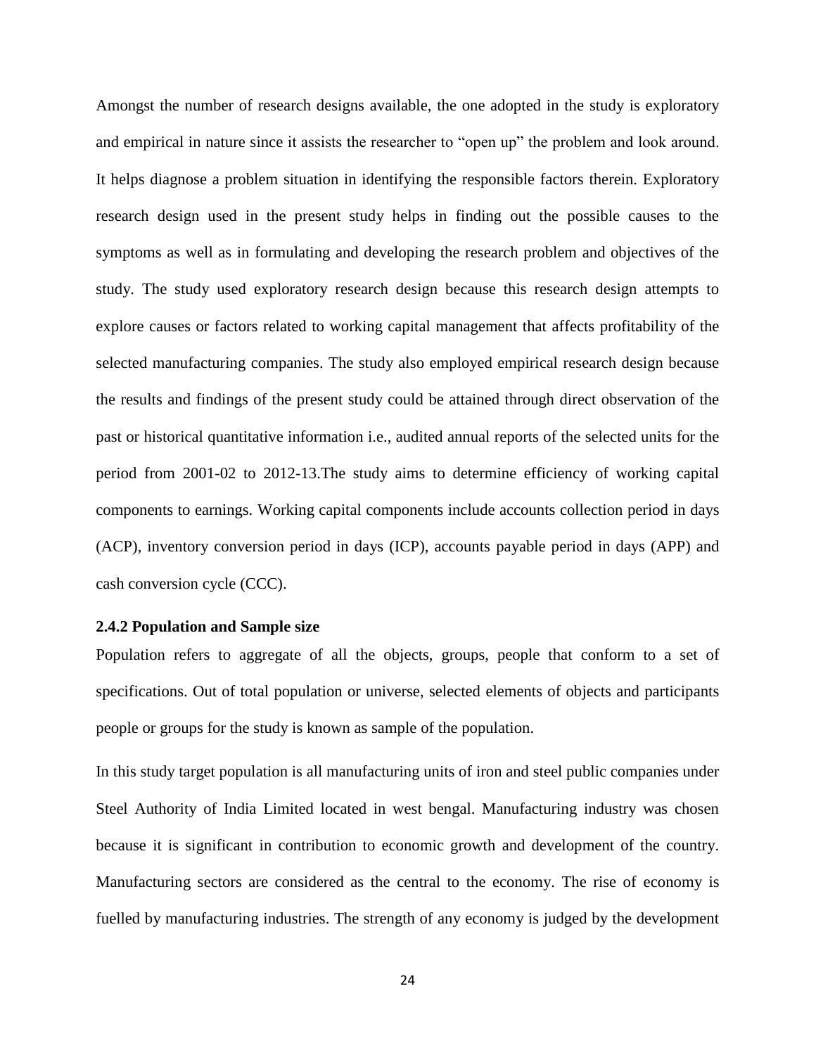Amongst the number of research designs available, the one adopted in the study is exploratory and empirical in nature since it assists the researcher to "open up" the problem and look around. It helps diagnose a problem situation in identifying the responsible factors therein. Exploratory research design used in the present study helps in finding out the possible causes to the symptoms as well as in formulating and developing the research problem and objectives of the study. The study used exploratory research design because this research design attempts to explore causes or factors related to working capital management that affects profitability of the selected manufacturing companies. The study also employed empirical research design because the results and findings of the present study could be attained through direct observation of the past or historical quantitative information i.e., audited annual reports of the selected units for the period from 2001-02 to 2012-13.The study aims to determine efficiency of working capital components to earnings. Working capital components include accounts collection period in days (ACP), inventory conversion period in days (ICP), accounts payable period in days (APP) and cash conversion cycle (CCC).

### 2.4.2 Population and Sample size

Population refers to aggregate of all the objects, groups, people that conform to a set of specifications. Out of total population or universe, selected elements of objects and participants people or groups for the study is known as sample of the population.

In this study target population is all manufacturing units of iron and steel public companies under Steel Authority of India Limited located in west bengal. Manufacturing industry was chosen because it is significant in contribution to economic growth and development of the country. Manufacturing sectors are considered as the central to the economy. The rise of economy is fuelled by manufacturing industries. The strength of any economy is judged by the development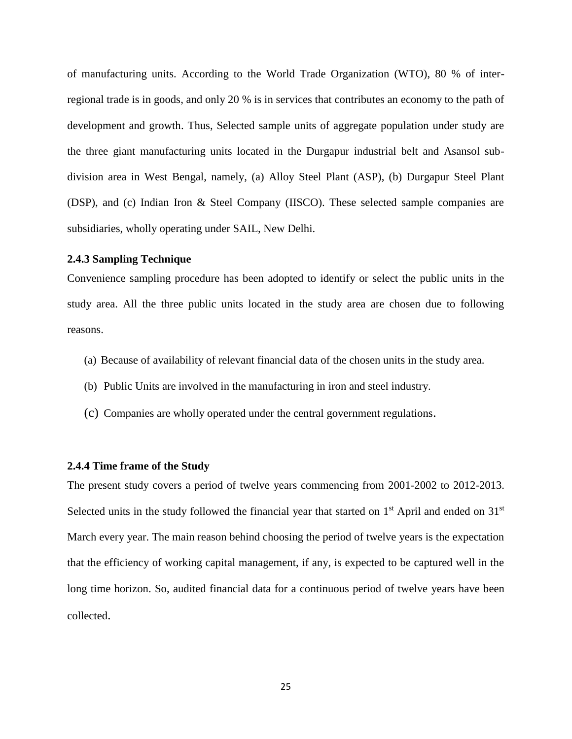of manufacturing units. According to the World Trade Organization (WTO), 80 % of inter-regional trade is in goods, and only 20 % is in services that contributes an economy to the path of development and growth. Thus, Selected sample units of aggregate population under study are the three giant manufacturing units located in the Durgapur industrial belt and Asansol sub-division area in West Bengal, namely, (a) Alloy Steel Plant (ASP), (b) Durgapur Steel Plant (DSP), and (c) Indian Iron & Steel Company (IISCO). These selected sample companies are subsidiaries, wholly operating under SAIL, New Delhi.

### 2.4.3 Sampling Technique

Convenience sampling procedure has been adopted to identify or select the public units in the study area. All the three public units located in the study area are chosen due to following reasons.

(a) Because of availability of relevant financial data of the chosen units in the study area.

(b) Public Units are involved in the manufacturing in iron and steel industry.

(c) Companies are wholly operated under the central government regulations.

### 2.4.4 Time frame of the Study

The present study covers a period of twelve years commencing from 2001-2002 to 2012-2013. Selected units in the study followed the financial year that started on 1st April and ended on 31st March every year. The main reason behind choosing the period of twelve years is the expectation that the efficiency of working capital management, if any, is expected to be captured well in the long time horizon. So, audited financial data for a continuous period of twelve years have been collected.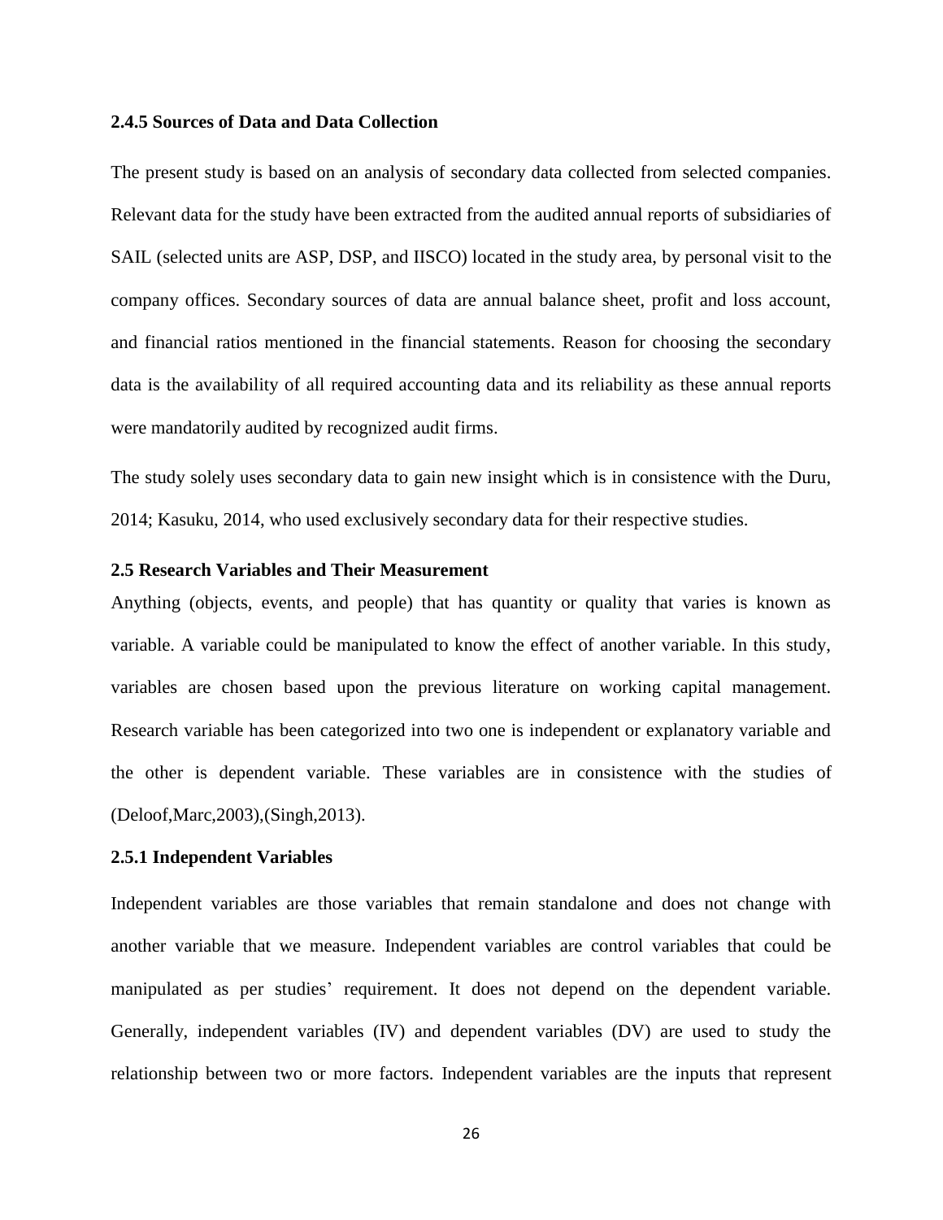### 2.4.5 Sources of Data and Data Collection

The present study is based on an analysis of secondary data collected from selected companies. Relevant data for the study have been extracted from the audited annual reports of subsidiaries of SAIL (selected units are ASP, DSP, and IISCO) located in the study area, by personal visit to the company offices. Secondary sources of data are annual balance sheet, profit and loss account, and financial ratios mentioned in the financial statements. Reason for choosing the secondary data is the availability of all required accounting data and its reliability as these annual reports were mandatorily audited by recognized audit firms.

The study solely uses secondary data to gain new insight which is in consistence with the Duru, 2014; Kasuku, 2014, who used exclusively secondary data for their respective studies.

## 2.5 Research Variables and Their Measurement

Anything (objects, events, and people) that has quantity or quality that varies is known as variable. A variable could be manipulated to know the effect of another variable. In this study, variables are chosen based upon the previous literature on working capital management. Research variable has been categorized into two one is independent or explanatory variable and the other is dependent variable. These variables are in consistence with the studies of (Deloof,Marc,2003),(Singh,2013).

### 2.5.1 Independent Variables

Independent variables are those variables that remain standalone and does not change with another variable that we measure. Independent variables are control variables that could be manipulated as per studies' requirement. It does not depend on the dependent variable. Generally, independent variables (IV) and dependent variables (DV) are used to study the relationship between two or more factors. Independent variables are the inputs that represent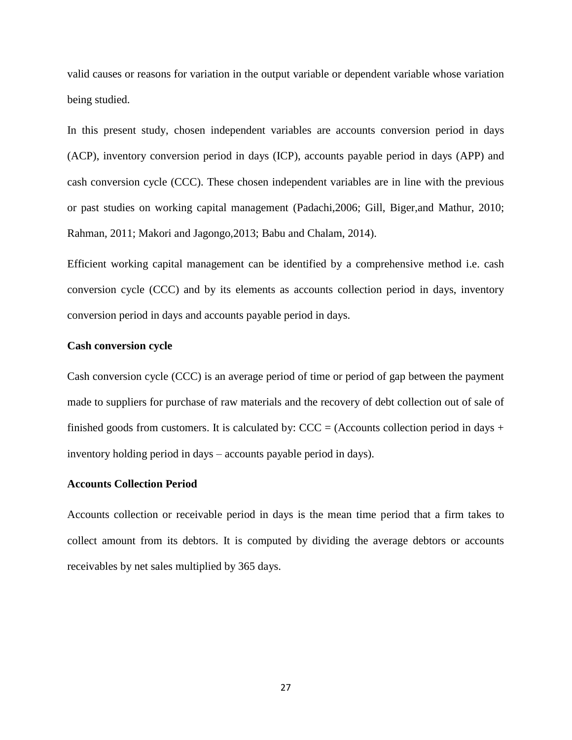valid causes or reasons for variation in the output variable or dependent variable whose variation being studied.

In this present study, chosen independent variables are accounts conversion period in days (ACP), inventory conversion period in days (ICP), accounts payable period in days (APP) and cash conversion cycle (CCC). These chosen independent variables are in line with the previous or past studies on working capital management (Padachi,2006; Gill, Biger,and Mathur, 2010; Rahman, 2011; Makori and Jagongo,2013; Babu and Chalam, 2014).

Efficient working capital management can be identified by a comprehensive method i.e. cash conversion cycle (CCC) and by its elements as accounts collection period in days, inventory conversion period in days and accounts payable period in days.

**Cash conversion cycle**

Cash conversion cycle (CCC) is an average period of time or period of gap between the payment made to suppliers for purchase of raw materials and the recovery of debt collection out of sale of finished goods from customers. It is calculated by: CCC = (Accounts collection period in days + inventory holding period in days – accounts payable period in days).

**Accounts Collection Period**

Accounts collection or receivable period in days is the mean time period that a firm takes to collect amount from its debtors. It is computed by dividing the average debtors or accounts receivables by net sales multiplied by 365 days.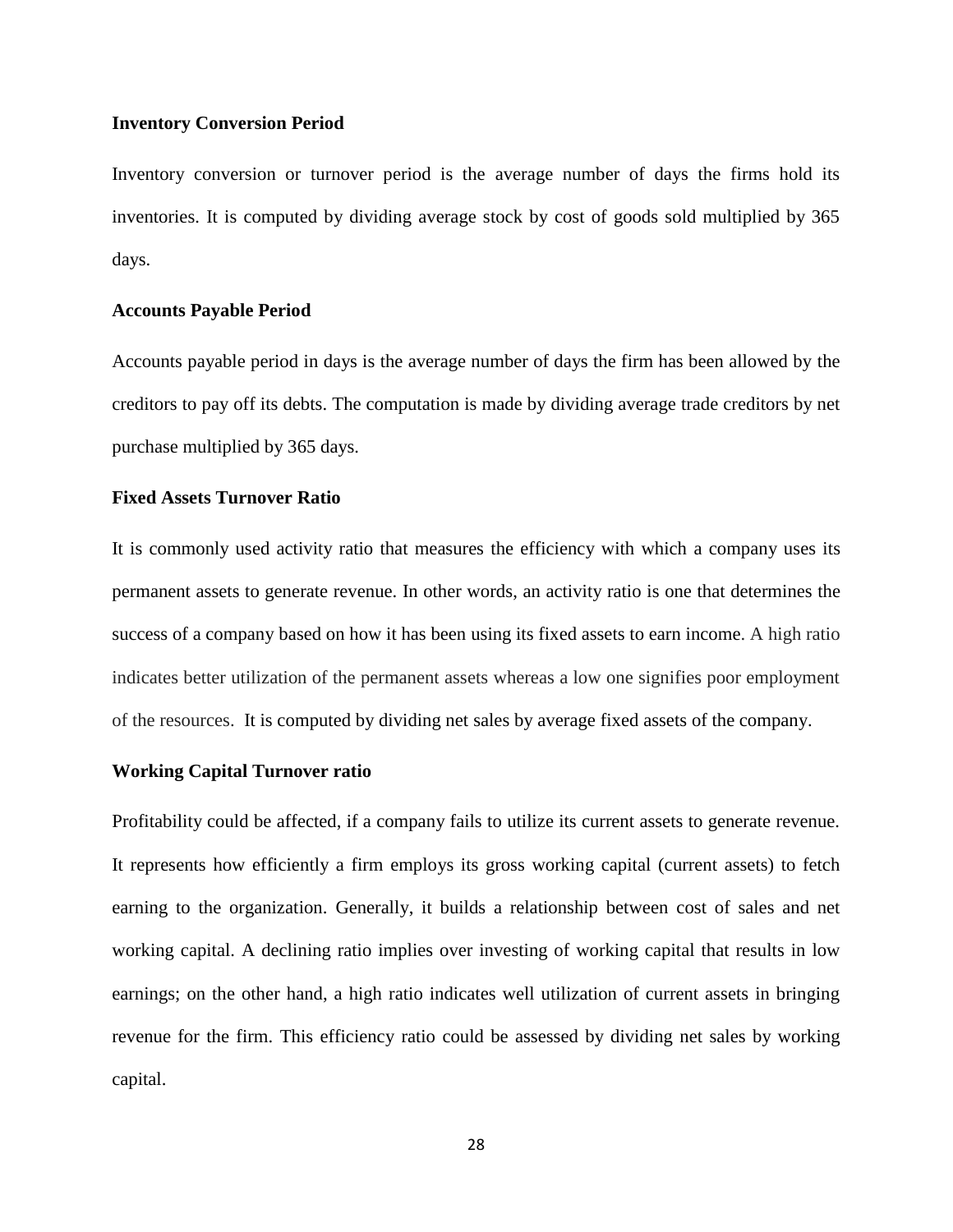**Inventory Conversion Period**

Inventory conversion or turnover period is the average number of days the firms hold its inventories. It is computed by dividing average stock by cost of goods sold multiplied by 365 days.

**Accounts Payable Period**

Accounts payable period in days is the average number of days the firm has been allowed by the creditors to pay off its debts. The computation is made by dividing average trade creditors by net purchase multiplied by 365 days.

**Fixed Assets Turnover Ratio**

It is commonly used activity ratio that measures the efficiency with which a company uses its permanent assets to generate revenue. In other words, an activity ratio is one that determines the success of a company based on how it has been using its fixed assets to earn income. A high ratio indicates better utilization of the permanent assets whereas a low one signifies poor employment of the resources. It is computed by dividing net sales by average fixed assets of the company.

**Working Capital Turnover ratio**

Profitability could be affected, if a company fails to utilize its current assets to generate revenue. It represents how efficiently a firm employs its gross working capital (current assets) to fetch earning to the organization. Generally, it builds a relationship between cost of sales and net working capital. A declining ratio implies over investing of working capital that results in low earnings; on the other hand, a high ratio indicates well utilization of current assets in bringing revenue for the firm. This efficiency ratio could be assessed by dividing net sales by working capital.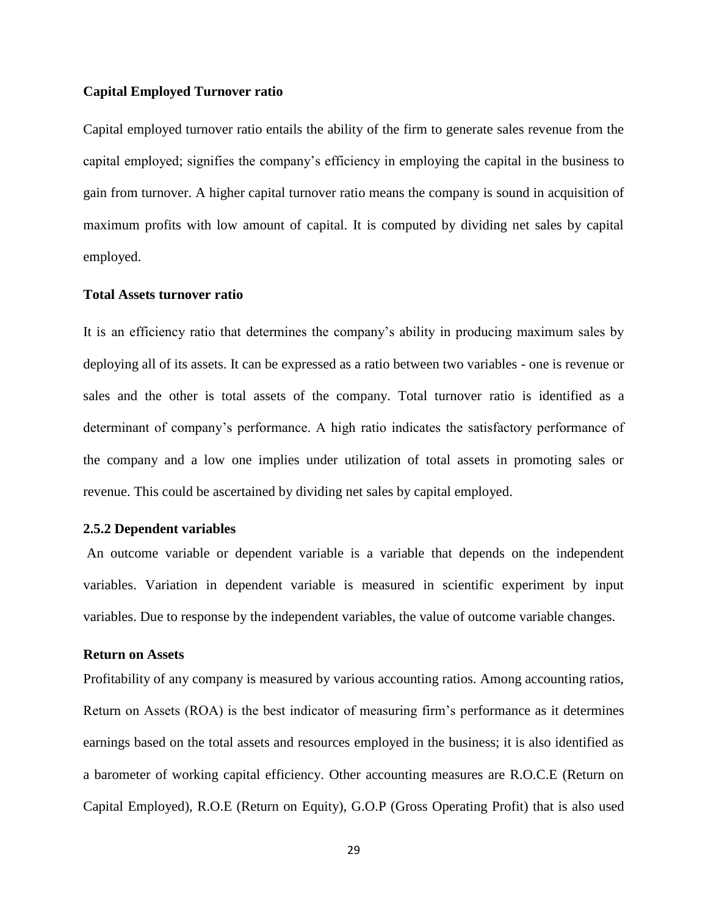**Capital Employed Turnover ratio**

Capital employed turnover ratio entails the ability of the firm to generate sales revenue from the capital employed; signifies the company's efficiency in employing the capital in the business to gain from turnover. A higher capital turnover ratio means the company is sound in acquisition of maximum profits with low amount of capital. It is computed by dividing net sales by capital employed.

**Total Assets turnover ratio**

It is an efficiency ratio that determines the company's ability in producing maximum sales by deploying all of its assets. It can be expressed as a ratio between two variables - one is revenue or sales and the other is total assets of the company. Total turnover ratio is identified as a determinant of company's performance. A high ratio indicates the satisfactory performance of the company and a low one implies under utilization of total assets in promoting sales or revenue. This could be ascertained by dividing net sales by capital employed.

### 2.5.2 Dependent variables

An outcome variable or dependent variable is a variable that depends on the independent variables. Variation in dependent variable is measured in scientific experiment by input variables. Due to response by the independent variables, the value of outcome variable changes.

**Return on Assets**

Profitability of any company is measured by various accounting ratios. Among accounting ratios, Return on Assets (ROA) is the best indicator of measuring firm's performance as it determines earnings based on the total assets and resources employed in the business; it is also identified as a barometer of working capital efficiency. Other accounting measures are R.O.C.E (Return on Capital Employed), R.O.E (Return on Equity), G.O.P (Gross Operating Profit) that is also used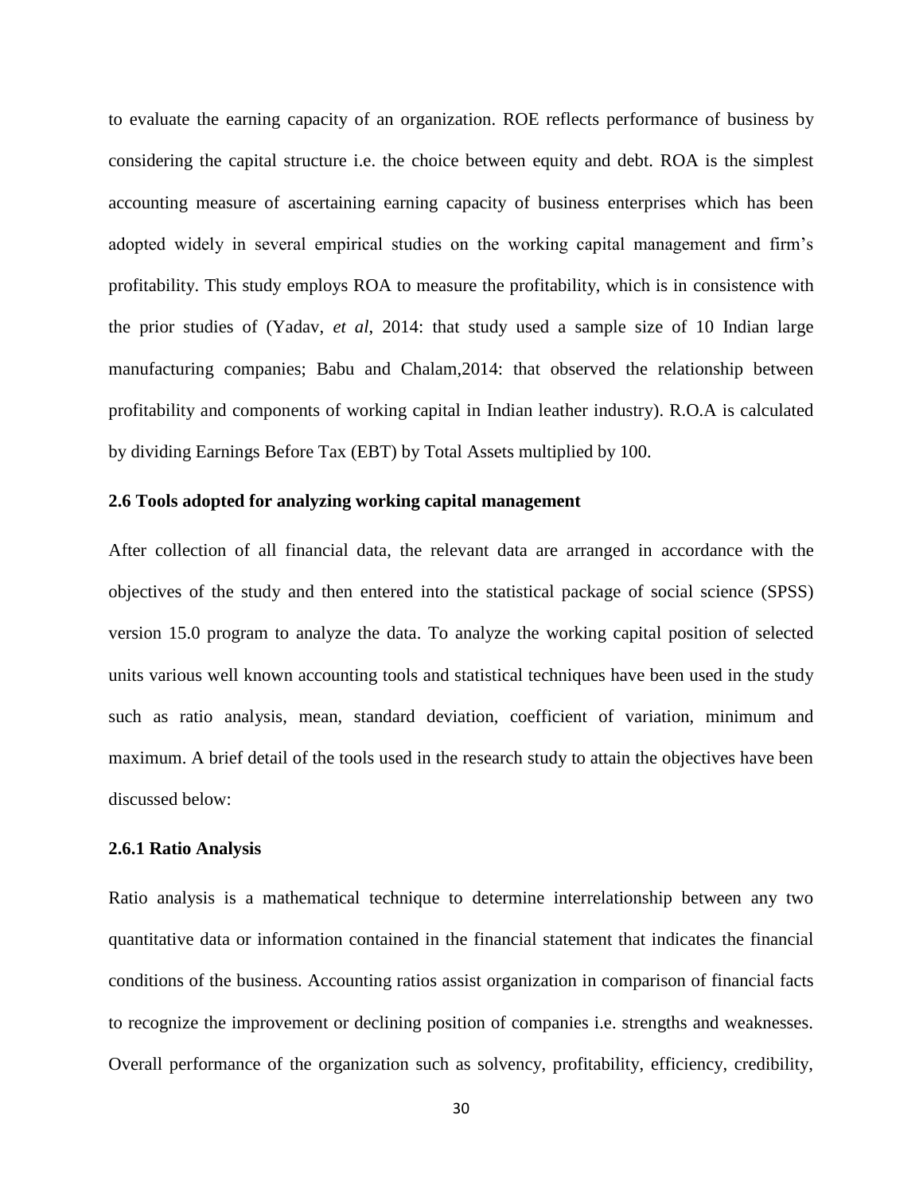to evaluate the earning capacity of an organization. ROE reflects performance of business by considering the capital structure i.e. the choice between equity and debt. ROA is the simplest accounting measure of ascertaining earning capacity of business enterprises which has been adopted widely in several empirical studies on the working capital management and firm's profitability. This study employs ROA to measure the profitability, which is in consistence with the prior studies of (Yadav, *et al*, 2014: that study used a sample size of 10 Indian large manufacturing companies; Babu and Chalam,2014: that observed the relationship between profitability and components of working capital in Indian leather industry). R.O.A is calculated by dividing Earnings Before Tax (EBT) by Total Assets multiplied by 100.

### 2.6 Tools adopted for analyzing working capital management

After collection of all financial data, the relevant data are arranged in accordance with the objectives of the study and then entered into the statistical package of social science (SPSS) version 15.0 program to analyze the data. To analyze the working capital position of selected units various well known accounting tools and statistical techniques have been used in the study such as ratio analysis, mean, standard deviation, coefficient of variation, minimum and maximum. A brief detail of the tools used in the research study to attain the objectives have been discussed below:

#### 2.6.1 Ratio Analysis

Ratio analysis is a mathematical technique to determine interrelationship between any two quantitative data or information contained in the financial statement that indicates the financial conditions of the business. Accounting ratios assist organization in comparison of financial facts to recognize the improvement or declining position of companies i.e. strengths and weaknesses. Overall performance of the organization such as solvency, profitability, efficiency, credibility,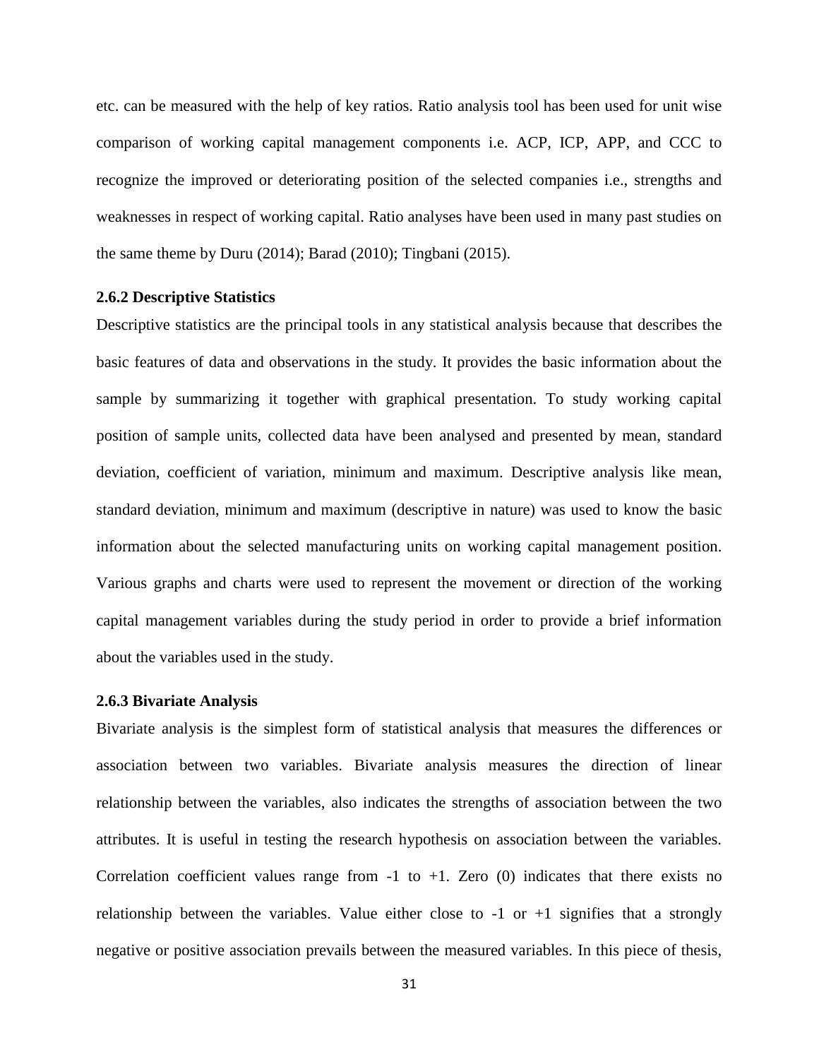etc. can be measured with the help of key ratios. Ratio analysis tool has been used for unit wise comparison of working capital management components i.e. ACP, ICP, APP, and CCC to recognize the improved or deteriorating position of the selected companies i.e., strengths and weaknesses in respect of working capital. Ratio analyses have been used in many past studies on the same theme by Duru (2014); Barad (2010); Tingbani (2015).

### 2.6.2 Descriptive Statistics

Descriptive statistics are the principal tools in any statistical analysis because that describes the basic features of data and observations in the study. It provides the basic information about the sample by summarizing it together with graphical presentation. To study working capital position of sample units, collected data have been analysed and presented by mean, standard deviation, coefficient of variation, minimum and maximum. Descriptive analysis like mean, standard deviation, minimum and maximum (descriptive in nature) was used to know the basic information about the selected manufacturing units on working capital management position. Various graphs and charts were used to represent the movement or direction of the working capital management variables during the study period in order to provide a brief information about the variables used in the study.

### 2.6.3 Bivariate Analysis

Bivariate analysis is the simplest form of statistical analysis that measures the differences or association between two variables. Bivariate analysis measures the direction of linear relationship between the variables, also indicates the strengths of association between the two attributes. It is useful in testing the research hypothesis on association between the variables. Correlation coefficient values range from -1 to +1. Zero (0) indicates that there exists no relationship between the variables. Value either close to -1 or +1 signifies that a strongly negative or positive association prevails between the measured variables. In this piece of thesis,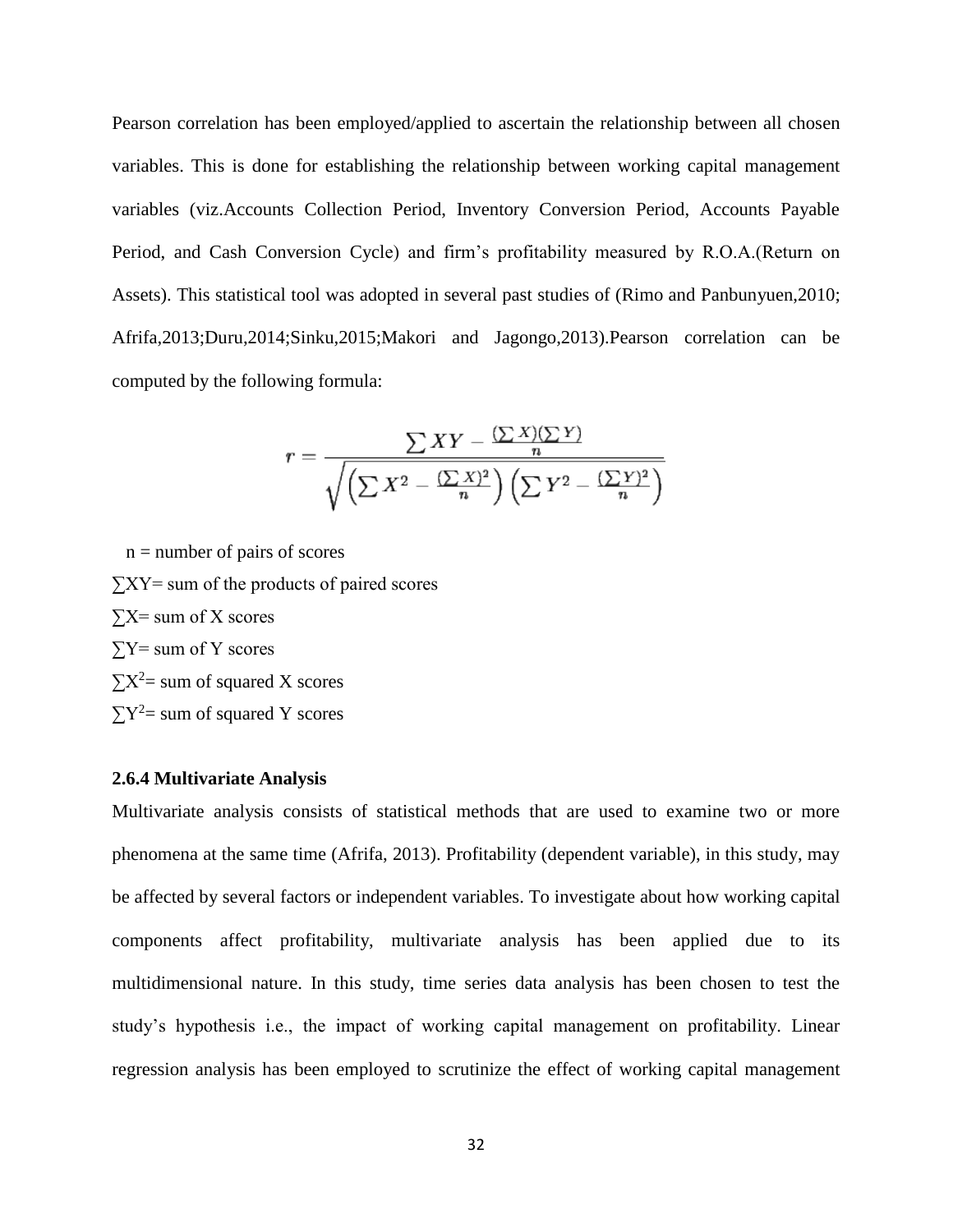Pearson correlation has been employed/applied to ascertain the relationship between all chosen variables. This is done for establishing the relationship between working capital management variables (viz.Accounts Collection Period, Inventory Conversion Period, Accounts Payable Period, and Cash Conversion Cycle) and firm's profitability measured by R.O.A.(Return on Assets). This statistical tool was adopted in several past studies of (Rimo and Panbunyuen,2010; Afrifa,2013;Duru,2014;Sinku,2015;Makori and Jagongo,2013).Pearson correlation can be computed by the following formula:

$$r = \frac{\sum XY - \frac{(\sum X)(\sum Y)}{n}}{\sqrt{\left(\sum X^2 - \frac{(\sum X)^2}{n}\right)\left(\sum Y^2 - \frac{(\sum Y)^2}{n}\right)}}$$

$n$ = number of pairs of scores

$\sum XY$= sum of the products of paired scores

$\sum X$= sum of X scores

$\sum Y$= sum of Y scores

$\sum X^2$= sum of squared X scores

$\sum Y^2$= sum of squared Y scores

#### 2.6.4 Multivariate Analysis

Multivariate analysis consists of statistical methods that are used to examine two or more phenomena at the same time (Afrifa, 2013). Profitability (dependent variable), in this study, may be affected by several factors or independent variables. To investigate about how working capital components affect profitability, multivariate analysis has been applied due to its multidimensional nature. In this study, time series data analysis has been chosen to test the study's hypothesis i.e., the impact of working capital management on profitability. Linear regression analysis has been employed to scrutinize the effect of working capital management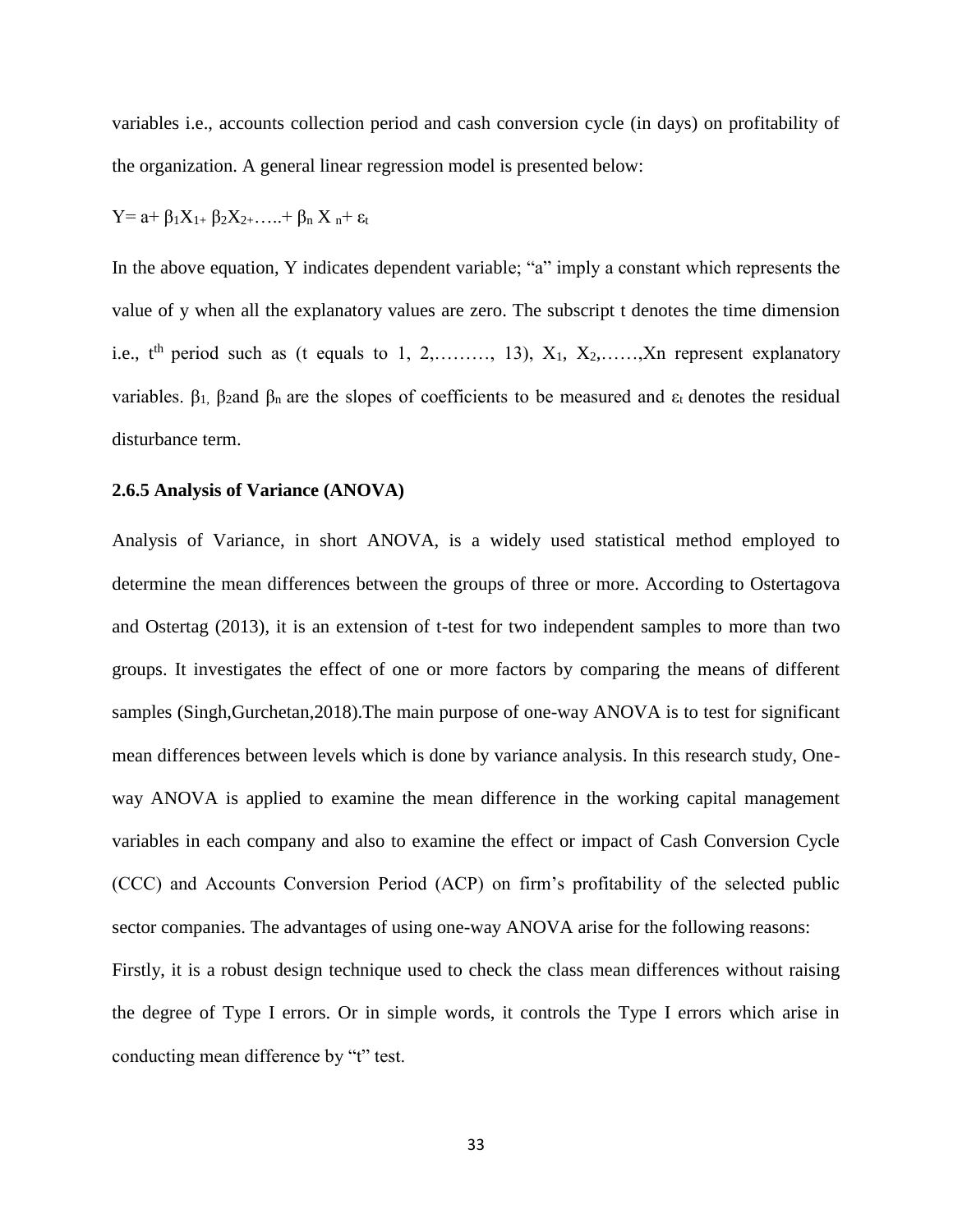variables i.e., accounts collection period and cash conversion cycle (in days) on profitability of the organization. A general linear regression model is presented below:

$$Y = a + \beta_1 X_1 + \beta_2 X_2 + \ldots + \beta_n X_n + \varepsilon_t$$

In the above equation, Y indicates dependent variable; "a" imply a constant which represents the value of y when all the explanatory values are zero. The subscript t denotes the time dimension i.e., $t^{th}$ period such as (t equals to 1, 2,………, 13), $X_1$, $X_2$,……,Xn represent explanatory variables. $\beta_1$, $\beta_2$and $\beta_n$ are the slopes of coefficients to be measured and $\varepsilon_t$ denotes the residual disturbance term.

### 2.6.5 Analysis of Variance (ANOVA)

Analysis of Variance, in short ANOVA, is a widely used statistical method employed to determine the mean differences between the groups of three or more. According to Ostertagova and Ostertag (2013), it is an extension of t-test for two independent samples to more than two groups. It investigates the effect of one or more factors by comparing the means of different samples (Singh,Gurchetan,2018).The main purpose of one-way ANOVA is to test for significant mean differences between levels which is done by variance analysis. In this research study, One-way ANOVA is applied to examine the mean difference in the working capital management variables in each company and also to examine the effect or impact of Cash Conversion Cycle (CCC) and Accounts Conversion Period (ACP) on firm's profitability of the selected public sector companies. The advantages of using one-way ANOVA arise for the following reasons:

Firstly, it is a robust design technique used to check the class mean differences without raising the degree of Type I errors. Or in simple words, it controls the Type I errors which arise in conducting mean difference by "t" test.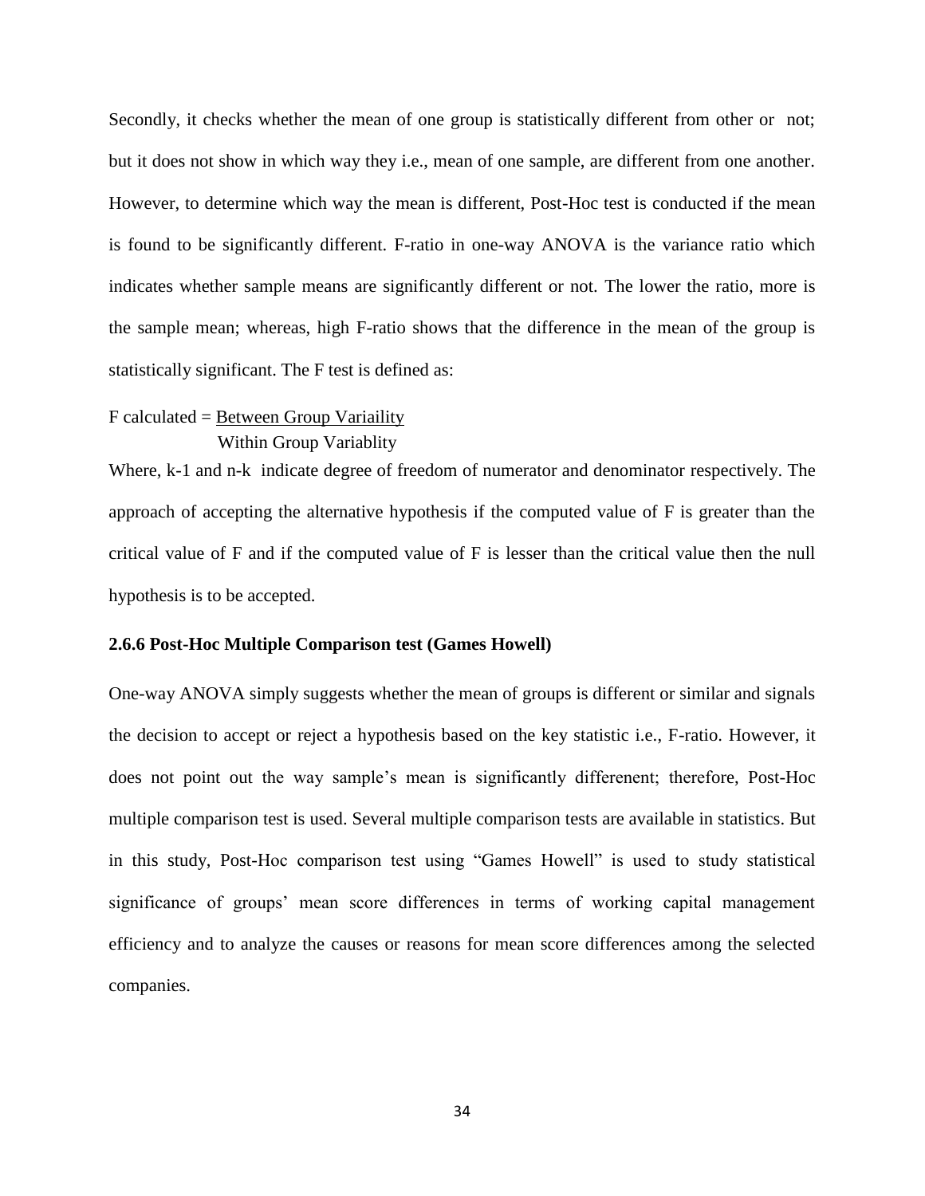Secondly, it checks whether the mean of one group is statistically different from other or not; but it does not show in which way they i.e., mean of one sample, are different from one another. However, to determine which way the mean is different, Post-Hoc test is conducted if the mean is found to be significantly different. F-ratio in one-way ANOVA is the variance ratio which indicates whether sample means are significantly different or not. The lower the ratio, more is the sample mean; whereas, high F-ratio shows that the difference in the mean of the group is statistically significant. The F test is defined as:

$$F \text{ calculated} = \frac{\text{Between Group Variaility}}{\text{Within Group Variablity}}$$

Where, k-1 and n-k indicate degree of freedom of numerator and denominator respectively. The approach of accepting the alternative hypothesis if the computed value of F is greater than the critical value of F and if the computed value of F is lesser than the critical value then the null hypothesis is to be accepted.

### 2.6.6 Post-Hoc Multiple Comparison test (Games Howell)

One-way ANOVA simply suggests whether the mean of groups is different or similar and signals the decision to accept or reject a hypothesis based on the key statistic i.e., F-ratio. However, it does not point out the way sample's mean is significantly differenent; therefore, Post-Hoc multiple comparison test is used. Several multiple comparison tests are available in statistics. But in this study, Post-Hoc comparison test using "Games Howell" is used to study statistical significance of groups' mean score differences in terms of working capital management efficiency and to analyze the causes or reasons for mean score differences among the selected companies.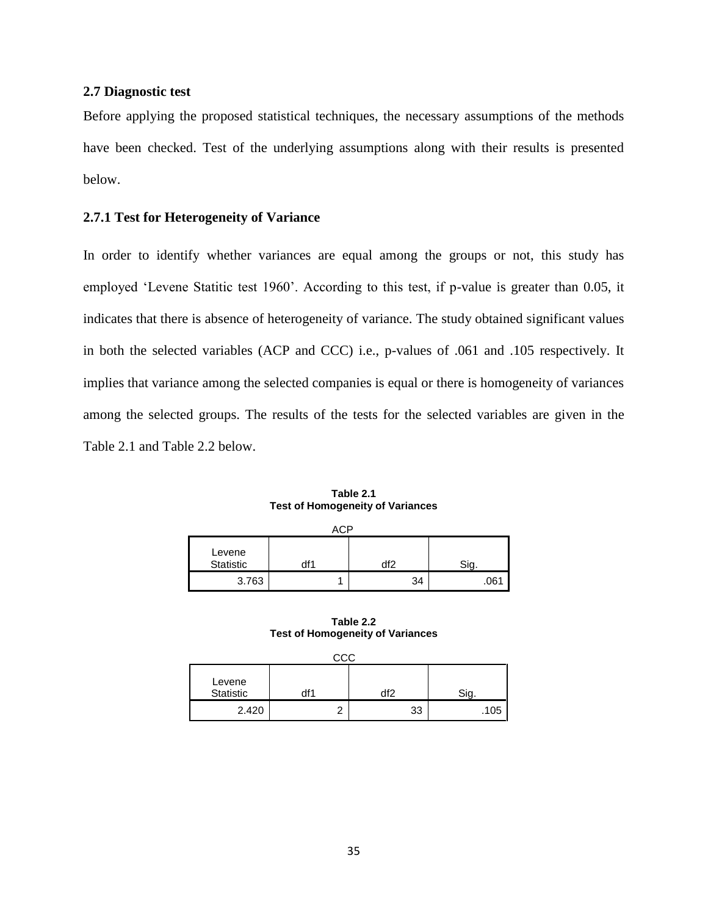### 2.7 Diagnostic test

Before applying the proposed statistical techniques, the necessary assumptions of the methods have been checked. Test of the underlying assumptions along with their results is presented below.

#### 2.7.1 Test for Heterogeneity of Variance

In order to identify whether variances are equal among the groups or not, this study has employed 'Levene Statitic test 1960'. According to this test, if p-value is greater than 0.05, it indicates that there is absence of heterogeneity of variance. The study obtained significant values in both the selected variables (ACP and CCC) i.e., p-values of .061 and .105 respectively. It implies that variance among the selected companies is equal or there is homogeneity of variances among the selected groups. The results of the tests for the selected variables are given in the Table 2.1 and Table 2.2 below.

**Table 2.1**
**Test of Homogeneity of Variances**

ACP

| Levene Statistic | df1 | df2 | Sig. |
|---|---|---|---|
| 3.763 | 1 | 34 | .061 |

**Table 2.2**
**Test of Homogeneity of Variances**

CCC

| Levene Statistic | df1 | df2 | Sig. |
|---|---|---|---|
| 2.420 | 2 | 33 | .105 |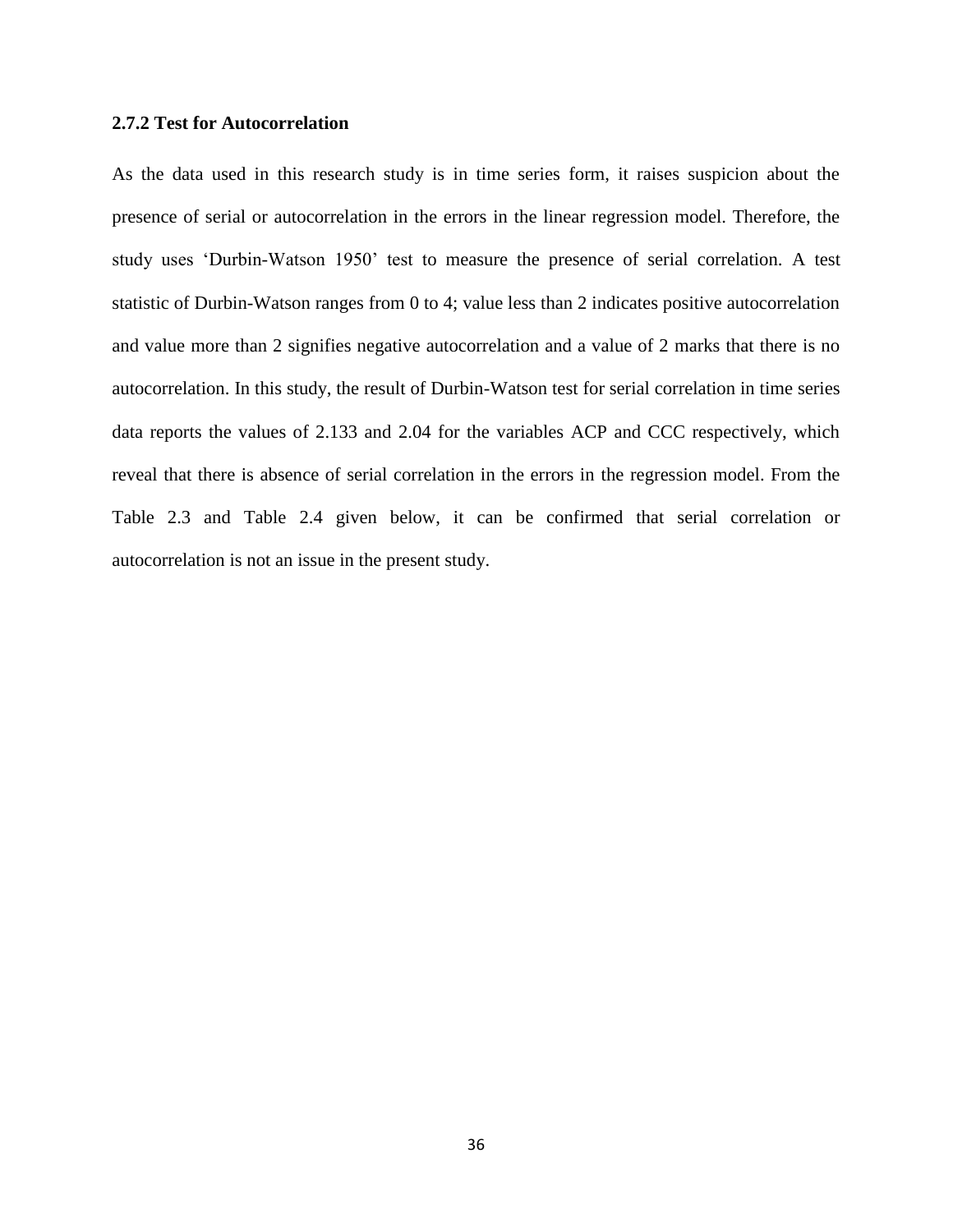### 2.7.2 Test for Autocorrelation

As the data used in this research study is in time series form, it raises suspicion about the presence of serial or autocorrelation in the errors in the linear regression model. Therefore, the study uses 'Durbin-Watson 1950' test to measure the presence of serial correlation. A test statistic of Durbin-Watson ranges from 0 to 4; value less than 2 indicates positive autocorrelation and value more than 2 signifies negative autocorrelation and a value of 2 marks that there is no autocorrelation. In this study, the result of Durbin-Watson test for serial correlation in time series data reports the values of 2.133 and 2.04 for the variables ACP and CCC respectively, which reveal that there is absence of serial correlation in the errors in the regression model. From the Table 2.3 and Table 2.4 given below, it can be confirmed that serial correlation or autocorrelation is not an issue in the present study.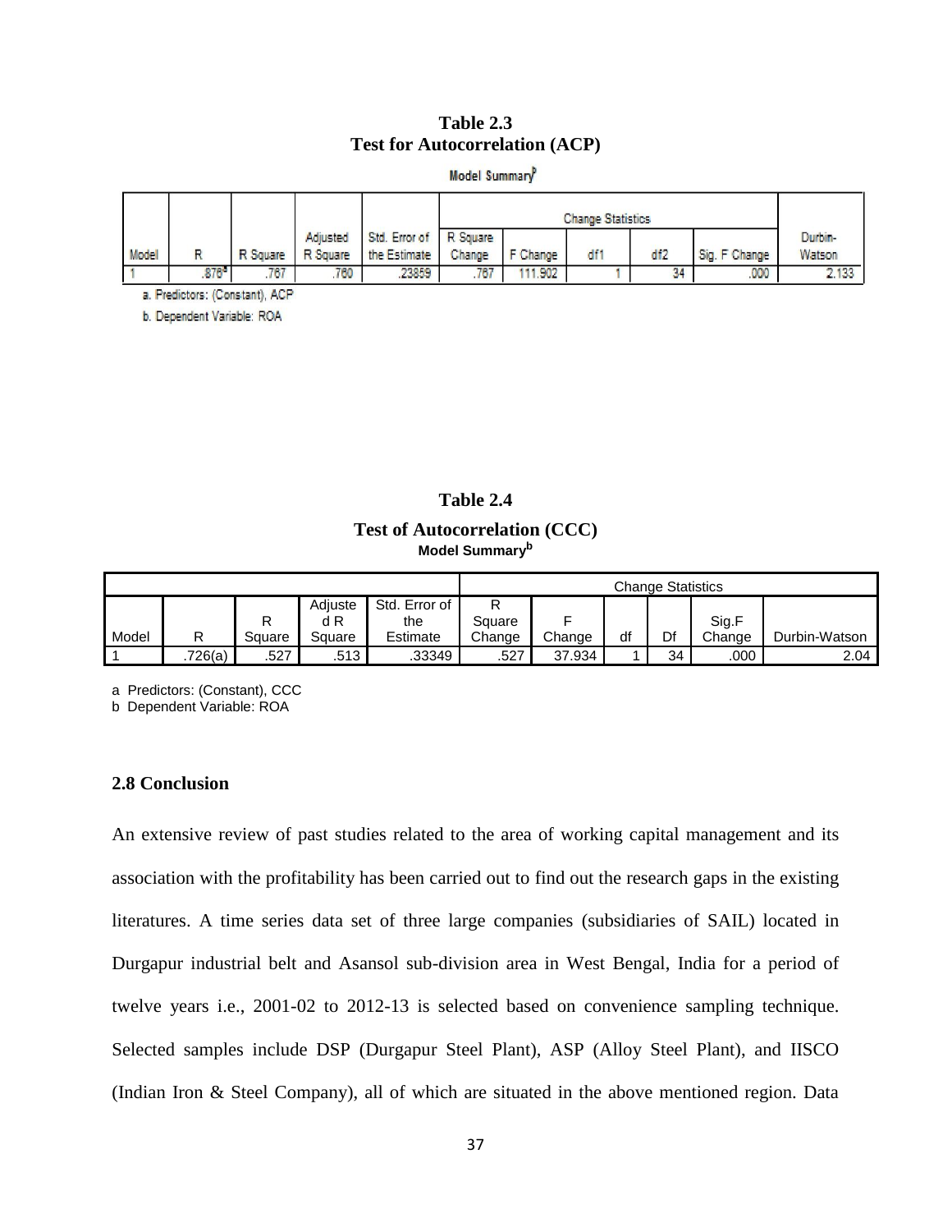**Table 2.3**
**Test for Autocorrelation (ACP)**

Model Summary[b]

| Model | R | R Square | Adjusted R Square | Std. Error of the Estimate | Change Statistics | | | | | Durbin-Watson |
|---|---|---|---|---|---|---|---|---|---|---|
| | | | | | R Square Change | F Change | df1 | df2 | Sig. F Change | |
| 1 | .876[a] | .767 | .760 | .23859 | .767 | 111.902 | 1 | 34 | .000 | 2.133 |

a. Predictors: (Constant), ACP

b. Dependent Variable: ROA

**Table 2.4**
**Test of Autocorrelation (CCC)**

**Model Summary[b]**

| Model | R | R Square | Adjusted R Square | Std. Error of the Estimate | Change Statistics | | | | | Durbin-Watson |
|---|---|---|---|---|---|---|---|---|---|---|
| | | | | | R Square Change | F Change | df | Df | Sig.F Change | |
| 1 | .726(a) | .527 | .513 | .33349 | .527 | 37.934 | 1 | 34 | .000 | 2.04 |

a Predictors: (Constant), CCC
b Dependent Variable: ROA

### 2.8 Conclusion

An extensive review of past studies related to the area of working capital management and its association with the profitability has been carried out to find out the research gaps in the existing literatures. A time series data set of three large companies (subsidiaries of SAIL) located in Durgapur industrial belt and Asansol sub-division area in West Bengal, India for a period of twelve years i.e., 2001-02 to 2012-13 is selected based on convenience sampling technique. Selected samples include DSP (Durgapur Steel Plant), ASP (Alloy Steel Plant), and IISCO (Indian Iron & Steel Company), all of which are situated in the above mentioned region. Data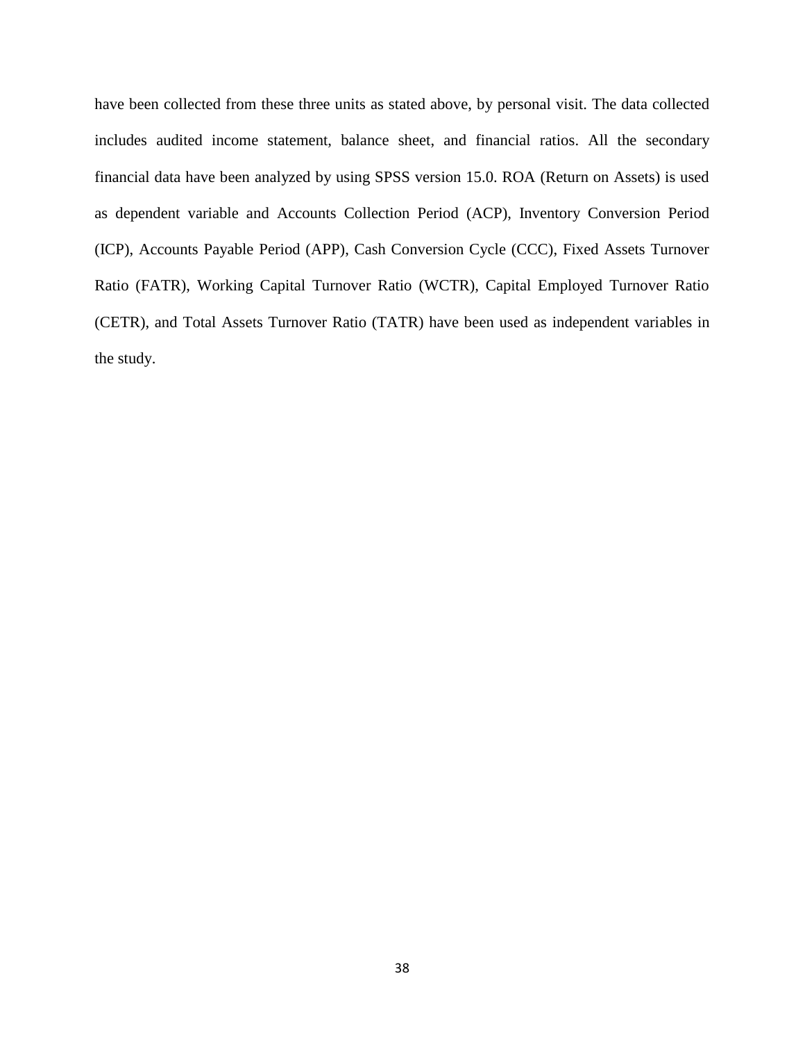have been collected from these three units as stated above, by personal visit. The data collected includes audited income statement, balance sheet, and financial ratios. All the secondary financial data have been analyzed by using SPSS version 15.0. ROA (Return on Assets) is used as dependent variable and Accounts Collection Period (ACP), Inventory Conversion Period (ICP), Accounts Payable Period (APP), Cash Conversion Cycle (CCC), Fixed Assets Turnover Ratio (FATR), Working Capital Turnover Ratio (WCTR), Capital Employed Turnover Ratio (CETR), and Total Assets Turnover Ratio (TATR) have been used as independent variables in the study.